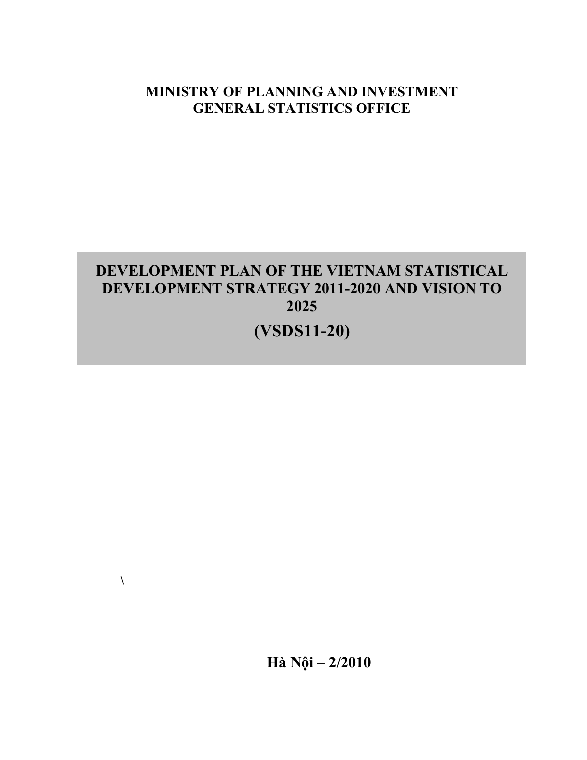**MINISTRY OF PLANNING AND INVESTMENT**
**GENERAL STATISTICS OFFICE**

# DEVELOPMENT PLAN OF THE VIETNAM STATISTICAL DEVELOPMENT STRATEGY 2011-2020 AND VISION TO 2025

# (VSDS11-20)

\

**Hà Nội – 2/2010**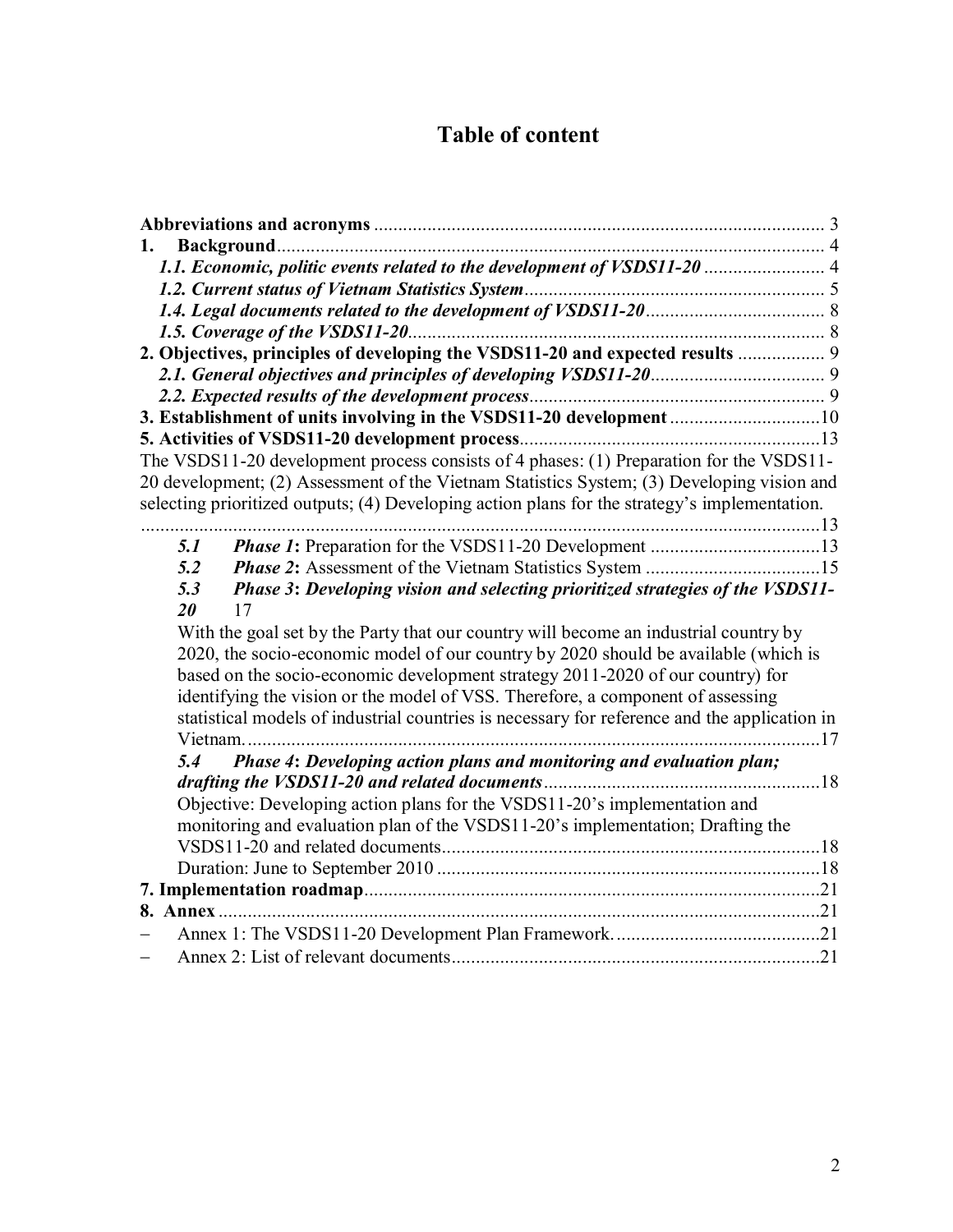# Table of content

**Abbreviations and acronyms** ............................................................................................ 3

**1. Background** ................................................................................................................ 4

*1.1. Economic, politic events related to the development of VSDS11-20* ......................... 4

*1.2. Current status of Vietnam Statistics System* ............................................................. 5

*1.4. Legal documents related to the development of VSDS11-20* .................................... 8

*1.5. Coverage of the VSDS11-20* ..................................................................................... 8

**2. Objectives, principles of developing the VSDS11-20 and expected results** ................. 9

*2.1. General objectives and principles of developing VSDS11-20* ................................... 9

*2.2. Expected results of the development process* ............................................................ 9

**3. Establishment of units involving in the VSDS11-20 development** ...............................10

**5. Activities of VSDS11-20 development process** .............................................................13

The VSDS11-20 development process consists of 4 phases: (1) Preparation for the VSDS11-20 development; (2) Assessment of the Vietnam Statistics System; (3) Developing vision and selecting prioritized outputs; (4) Developing action plans for the strategy's implementation. ...........................................................................................................................13

***5.1 Phase 1***: Preparation for the VSDS11-20 Development ...................................13

***5.2 Phase 2***: Assessment of the Vietnam Statistics System ....................................15

***5.3 Phase 3: Developing vision and selecting prioritized strategies of the VSDS11-20*** 17

With the goal set by the Party that our country will become an industrial country by 2020, the socio-economic model of our country by 2020 should be available (which is based on the socio-economic development strategy 2011-2020 of our country) for identifying the vision or the model of VSS. Therefore, a component of assessing statistical models of industrial countries is necessary for reference and the application in Vietnam. .......................................................................................................................17

***5.4 Phase 4: Developing action plans and monitoring and evaluation plan; drafting the VSDS11-20 and related documents*** ........................................................18

Objective: Developing action plans for the VSDS11-20's implementation and monitoring and evaluation plan of the VSDS11-20's implementation; Drafting the VSDS11-20 and related documents..............................................................................18

Duration: June to September 2010 ...............................................................................18

**7. Implementation roadmap** ..............................................................................................21

**8. Annex** ............................................................................................................................21

- Annex 1: The VSDS11-20 Development Plan Framework. ..........................................21
- Annex 2: List of relevant documents............................................................................21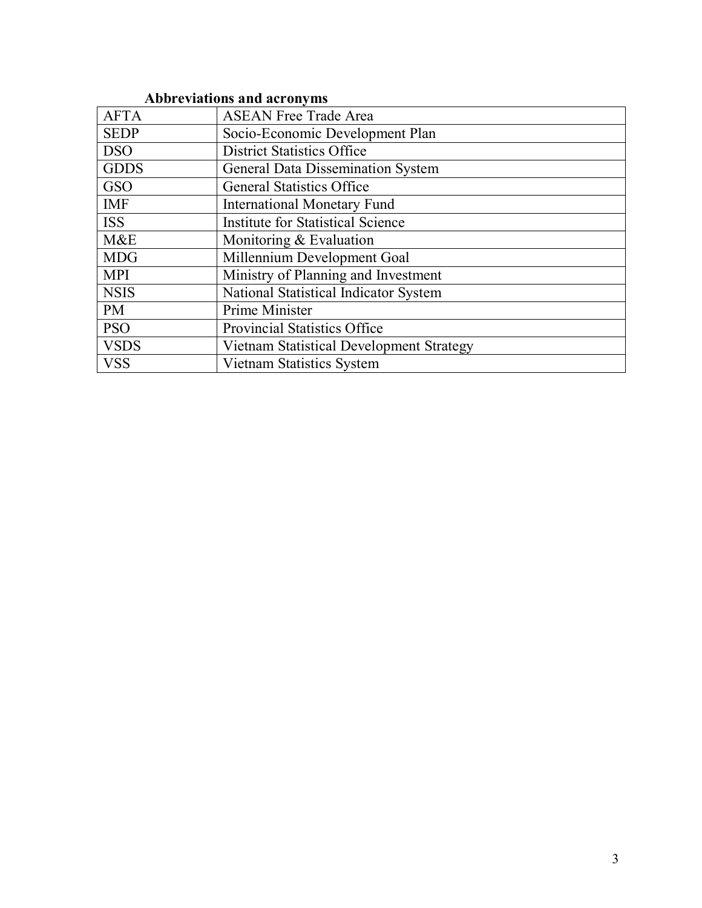**Abbreviations and acronyms**

| | |
|---|---|
| AFTA | ASEAN Free Trade Area |
| SEDP | Socio-Economic Development Plan |
| DSO | District Statistics Office |
| GDDS | General Data Dissemination System |
| GSO | General Statistics Office |
| IMF | International Monetary Fund |
| ISS | Institute for Statistical Science |
| M&E | Monitoring & Evaluation |
| MDG | Millennium Development Goal |
| MPI | Ministry of Planning and Investment |
| NSIS | National Statistical Indicator System |
| PM | Prime Minister |
| PSO | Provincial Statistics Office |
| VSDS | Vietnam Statistical Development Strategy |
| VSS | Vietnam Statistics System |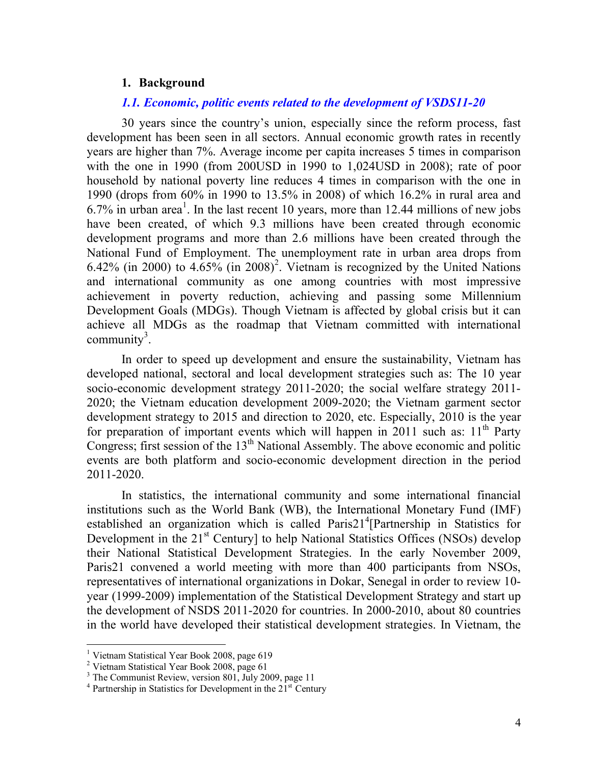## 1. Background

### *1.1. Economic, politic events related to the development of VSDS11-20*

30 years since the country's union, especially since the reform process, fast development has been seen in all sectors. Annual economic growth rates in recently years are higher than 7%. Average income per capita increases 5 times in comparison with the one in 1990 (from 200USD in 1990 to 1,024USD in 2008); rate of poor household by national poverty line reduces 4 times in comparison with the one in 1990 (drops from 60% in 1990 to 13.5% in 2008) of which 16.2% in rural area and 6.7% in urban area[1]. In the last recent 10 years, more than 12.44 millions of new jobs have been created, of which 9.3 millions have been created through economic development programs and more than 2.6 millions have been created through the National Fund of Employment. The unemployment rate in urban area drops from 6.42% (in 2000) to 4.65% (in 2008)[2]. Vietnam is recognized by the United Nations and international community as one among countries with most impressive achievement in poverty reduction, achieving and passing some Millennium Development Goals (MDGs). Though Vietnam is affected by global crisis but it can achieve all MDGs as the roadmap that Vietnam committed with international community[3].

In order to speed up development and ensure the sustainability, Vietnam has developed national, sectoral and local development strategies such as: The 10 year socio-economic development strategy 2011-2020; the social welfare strategy 2011-2020; the Vietnam education development 2009-2020; the Vietnam garment sector development strategy to 2015 and direction to 2020, etc. Especially, 2010 is the year for preparation of important events which will happen in 2011 such as: 11th Party Congress; first session of the 13th National Assembly. The above economic and politic events are both platform and socio-economic development direction in the period 2011-2020.

In statistics, the international community and some international financial institutions such as the World Bank (WB), the International Monetary Fund (IMF) established an organization which is called Paris21[4][Partnership in Statistics for Development in the 21st Century] to help National Statistics Offices (NSOs) develop their National Statistical Development Strategies. In the early November 2009, Paris21 convened a world meeting with more than 400 participants from NSOs, representatives of international organizations in Dokar, Senegal in order to review 10-year (1999-2009) implementation of the Statistical Development Strategy and start up the development of NSDS 2011-2020 for countries. In 2000-2010, about 80 countries in the world have developed their statistical development strategies. In Vietnam, the

---

[1] Vietnam Statistical Year Book 2008, page 619

[2] Vietnam Statistical Year Book 2008, page 61

[3] The Communist Review, version 801, July 2009, page 11

[4] Partnership in Statistics for Development in the 21st Century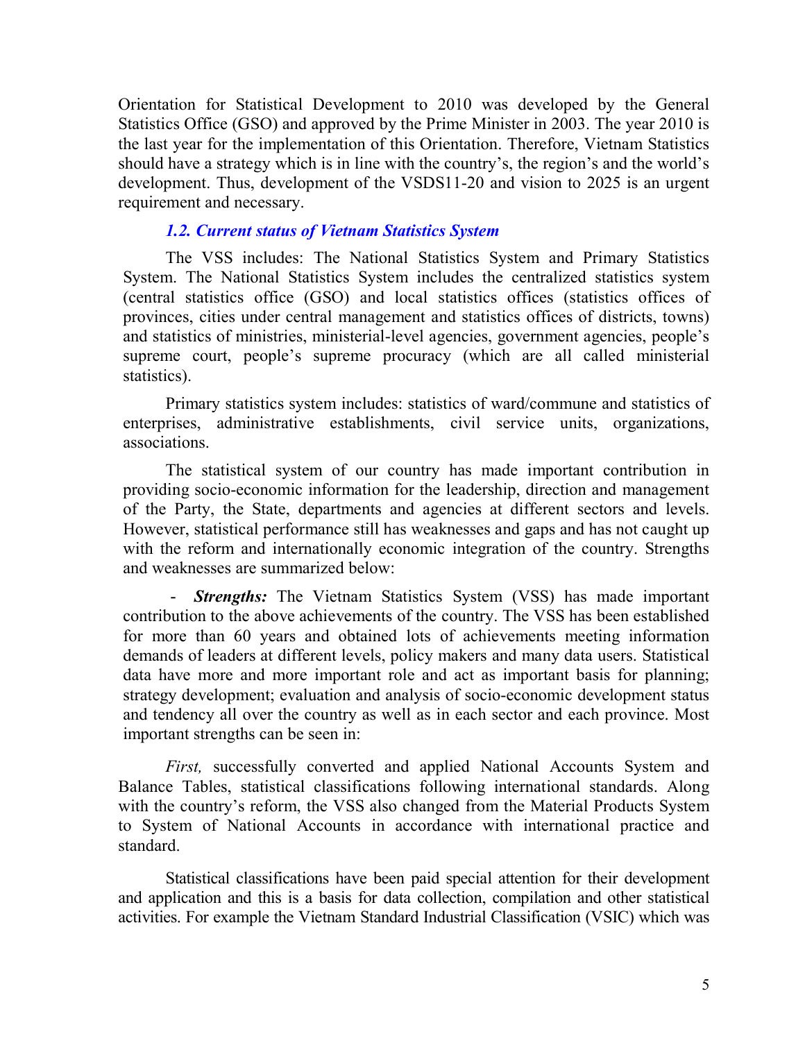Orientation for Statistical Development to 2010 was developed by the General Statistics Office (GSO) and approved by the Prime Minister in 2003. The year 2010 is the last year for the implementation of this Orientation. Therefore, Vietnam Statistics should have a strategy which is in line with the country's, the region's and the world's development. Thus, development of the VSDS11-20 and vision to 2025 is an urgent requirement and necessary.

### *1.2. Current status of Vietnam Statistics System*

The VSS includes: The National Statistics System and Primary Statistics System. The National Statistics System includes the centralized statistics system (central statistics office (GSO) and local statistics offices (statistics offices of provinces, cities under central management and statistics offices of districts, towns) and statistics of ministries, ministerial-level agencies, government agencies, people's supreme court, people's supreme procuracy (which are all called ministerial statistics).

Primary statistics system includes: statistics of ward/commune and statistics of enterprises, administrative establishments, civil service units, organizations, associations.

The statistical system of our country has made important contribution in providing socio-economic information for the leadership, direction and management of the Party, the State, departments and agencies at different sectors and levels. However, statistical performance still has weaknesses and gaps and has not caught up with the reform and internationally economic integration of the country. Strengths and weaknesses are summarized below:

- ***Strengths:*** The Vietnam Statistics System (VSS) has made important contribution to the above achievements of the country. The VSS has been established for more than 60 years and obtained lots of achievements meeting information demands of leaders at different levels, policy makers and many data users. Statistical data have more and more important role and act as important basis for planning; strategy development; evaluation and analysis of socio-economic development status and tendency all over the country as well as in each sector and each province. Most important strengths can be seen in:

*First,* successfully converted and applied National Accounts System and Balance Tables, statistical classifications following international standards. Along with the country's reform, the VSS also changed from the Material Products System to System of National Accounts in accordance with international practice and standard.

Statistical classifications have been paid special attention for their development and application and this is a basis for data collection, compilation and other statistical activities. For example the Vietnam Standard Industrial Classification (VSIC) which was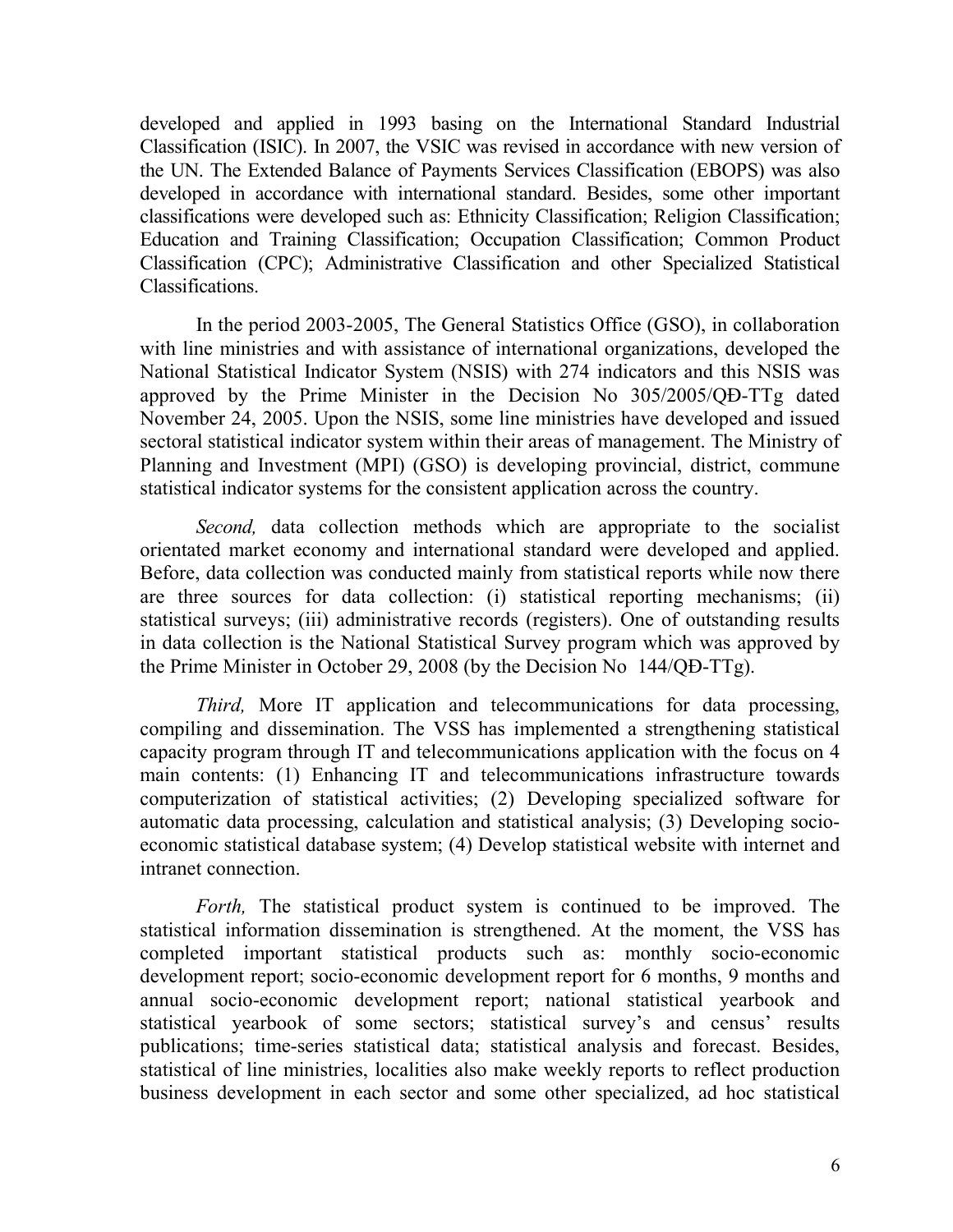developed and applied in 1993 basing on the International Standard Industrial Classification (ISIC). In 2007, the VSIC was revised in accordance with new version of the UN. The Extended Balance of Payments Services Classification (EBOPS) was also developed in accordance with international standard. Besides, some other important classifications were developed such as: Ethnicity Classification; Religion Classification; Education and Training Classification; Occupation Classification; Common Product Classification (CPC); Administrative Classification and other Specialized Statistical Classifications.

In the period 2003-2005, The General Statistics Office (GSO), in collaboration with line ministries and with assistance of international organizations, developed the National Statistical Indicator System (NSIS) with 274 indicators and this NSIS was approved by the Prime Minister in the Decision No 305/2005/QĐ-TTg dated November 24, 2005. Upon the NSIS, some line ministries have developed and issued sectoral statistical indicator system within their areas of management. The Ministry of Planning and Investment (MPI) (GSO) is developing provincial, district, commune statistical indicator systems for the consistent application across the country.

*Second,* data collection methods which are appropriate to the socialist orientated market economy and international standard were developed and applied. Before, data collection was conducted mainly from statistical reports while now there are three sources for data collection: (i) statistical reporting mechanisms; (ii) statistical surveys; (iii) administrative records (registers). One of outstanding results in data collection is the National Statistical Survey program which was approved by the Prime Minister in October 29, 2008 (by the Decision No 144/QĐ-TTg).

*Third,* More IT application and telecommunications for data processing, compiling and dissemination. The VSS has implemented a strengthening statistical capacity program through IT and telecommunications application with the focus on 4 main contents: (1) Enhancing IT and telecommunications infrastructure towards computerization of statistical activities; (2) Developing specialized software for automatic data processing, calculation and statistical analysis; (3) Developing socio-economic statistical database system; (4) Develop statistical website with internet and intranet connection.

*Forth,* The statistical product system is continued to be improved. The statistical information dissemination is strengthened. At the moment, the VSS has completed important statistical products such as: monthly socio-economic development report; socio-economic development report for 6 months, 9 months and annual socio-economic development report; national statistical yearbook and statistical yearbook of some sectors; statistical survey's and census' results publications; time-series statistical data; statistical analysis and forecast. Besides, statistical of line ministries, localities also make weekly reports to reflect production business development in each sector and some other specialized, ad hoc statistical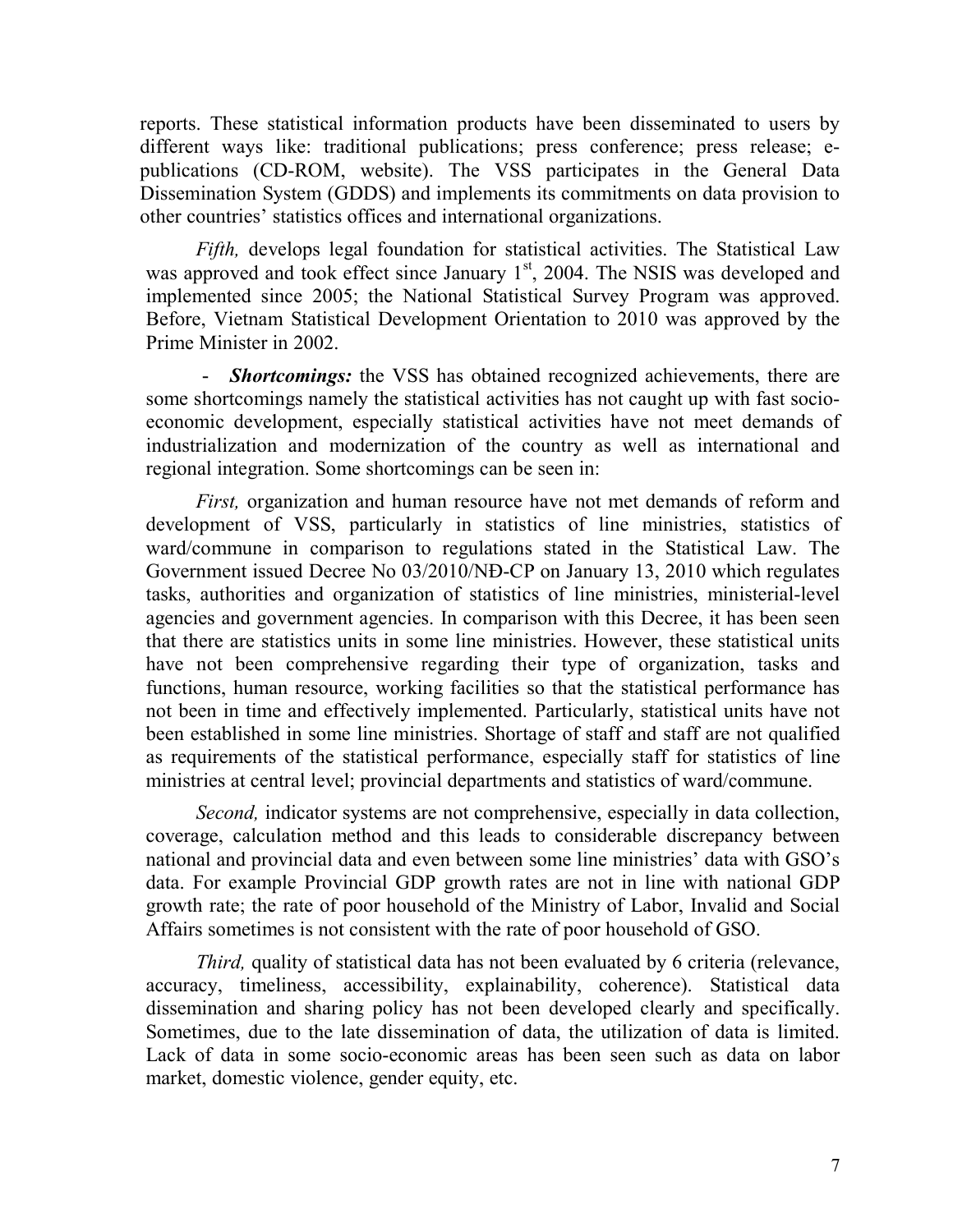reports. These statistical information products have been disseminated to users by different ways like: traditional publications; press conference; press release; e-publications (CD-ROM, website). The VSS participates in the General Data Dissemination System (GDDS) and implements its commitments on data provision to other countries' statistics offices and international organizations.

*Fifth,* develops legal foundation for statistical activities. The Statistical Law was approved and took effect since January 1st, 2004. The NSIS was developed and implemented since 2005; the National Statistical Survey Program was approved. Before, Vietnam Statistical Development Orientation to 2010 was approved by the Prime Minister in 2002.

- ***Shortcomings:*** the VSS has obtained recognized achievements, there are some shortcomings namely the statistical activities has not caught up with fast socio-economic development, especially statistical activities have not meet demands of industrialization and modernization of the country as well as international and regional integration. Some shortcomings can be seen in:

*First,* organization and human resource have not met demands of reform and development of VSS, particularly in statistics of line ministries, statistics of ward/commune in comparison to regulations stated in the Statistical Law. The Government issued Decree No 03/2010/NĐ-CP on January 13, 2010 which regulates tasks, authorities and organization of statistics of line ministries, ministerial-level agencies and government agencies. In comparison with this Decree, it has been seen that there are statistics units in some line ministries. However, these statistical units have not been comprehensive regarding their type of organization, tasks and functions, human resource, working facilities so that the statistical performance has not been in time and effectively implemented. Particularly, statistical units have not been established in some line ministries. Shortage of staff and staff are not qualified as requirements of the statistical performance, especially staff for statistics of line ministries at central level; provincial departments and statistics of ward/commune.

*Second,* indicator systems are not comprehensive, especially in data collection, coverage, calculation method and this leads to considerable discrepancy between national and provincial data and even between some line ministries' data with GSO's data. For example Provincial GDP growth rates are not in line with national GDP growth rate; the rate of poor household of the Ministry of Labor, Invalid and Social Affairs sometimes is not consistent with the rate of poor household of GSO.

*Third,* quality of statistical data has not been evaluated by 6 criteria (relevance, accuracy, timeliness, accessibility, explainability, coherence). Statistical data dissemination and sharing policy has not been developed clearly and specifically. Sometimes, due to the late dissemination of data, the utilization of data is limited. Lack of data in some socio-economic areas has been seen such as data on labor market, domestic violence, gender equity, etc.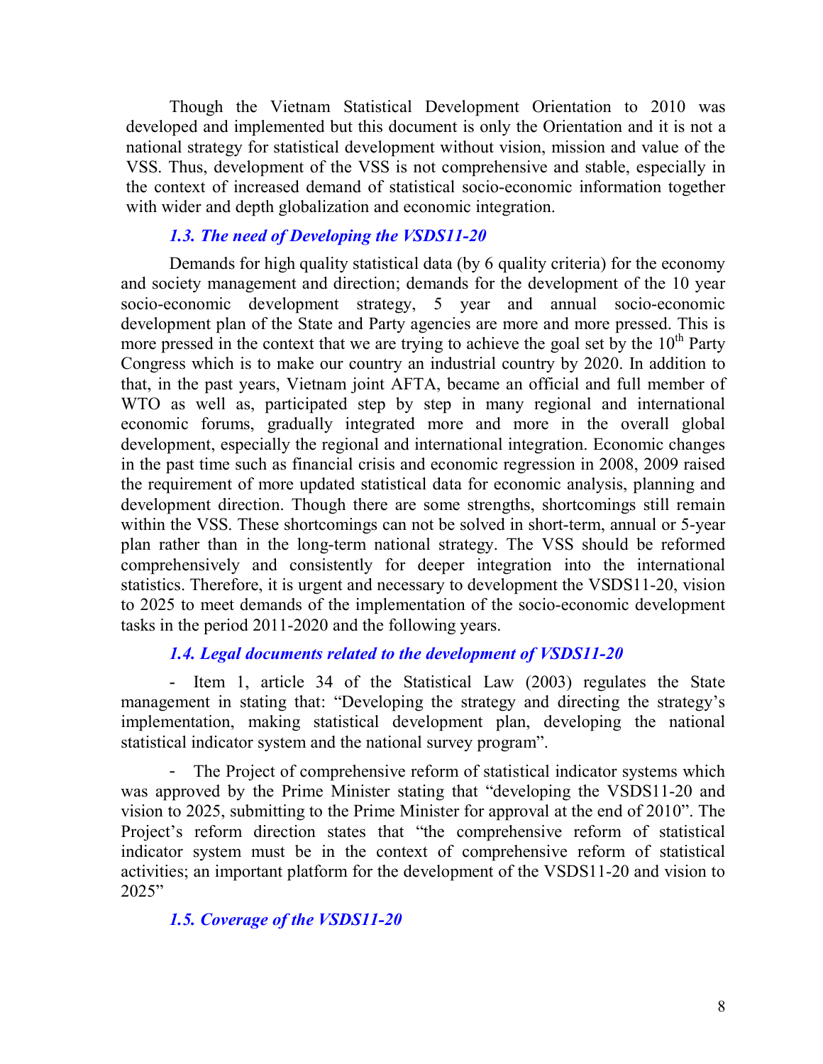Though the Vietnam Statistical Development Orientation to 2010 was developed and implemented but this document is only the Orientation and it is not a national strategy for statistical development without vision, mission and value of the VSS. Thus, development of the VSS is not comprehensive and stable, especially in the context of increased demand of statistical socio-economic information together with wider and depth globalization and economic integration.

### *1.3. The need of Developing the VSDS11-20*

Demands for high quality statistical data (by 6 quality criteria) for the economy and society management and direction; demands for the development of the 10 year socio-economic development strategy, 5 year and annual socio-economic development plan of the State and Party agencies are more and more pressed. This is more pressed in the context that we are trying to achieve the goal set by the 10th Party Congress which is to make our country an industrial country by 2020. In addition to that, in the past years, Vietnam joint AFTA, became an official and full member of WTO as well as, participated step by step in many regional and international economic forums, gradually integrated more and more in the overall global development, especially the regional and international integration. Economic changes in the past time such as financial crisis and economic regression in 2008, 2009 raised the requirement of more updated statistical data for economic analysis, planning and development direction. Though there are some strengths, shortcomings still remain within the VSS. These shortcomings can not be solved in short-term, annual or 5-year plan rather than in the long-term national strategy. The VSS should be reformed comprehensively and consistently for deeper integration into the international statistics. Therefore, it is urgent and necessary to development the VSDS11-20, vision to 2025 to meet demands of the implementation of the socio-economic development tasks in the period 2011-2020 and the following years.

### *1.4. Legal documents related to the development of VSDS11-20*

- Item 1, article 34 of the Statistical Law (2003) regulates the State management in stating that: "Developing the strategy and directing the strategy's implementation, making statistical development plan, developing the national statistical indicator system and the national survey program".

- The Project of comprehensive reform of statistical indicator systems which was approved by the Prime Minister stating that "developing the VSDS11-20 and vision to 2025, submitting to the Prime Minister for approval at the end of 2010". The Project's reform direction states that "the comprehensive reform of statistical indicator system must be in the context of comprehensive reform of statistical activities; an important platform for the development of the VSDS11-20 and vision to 2025"

### *1.5. Coverage of the VSDS11-20*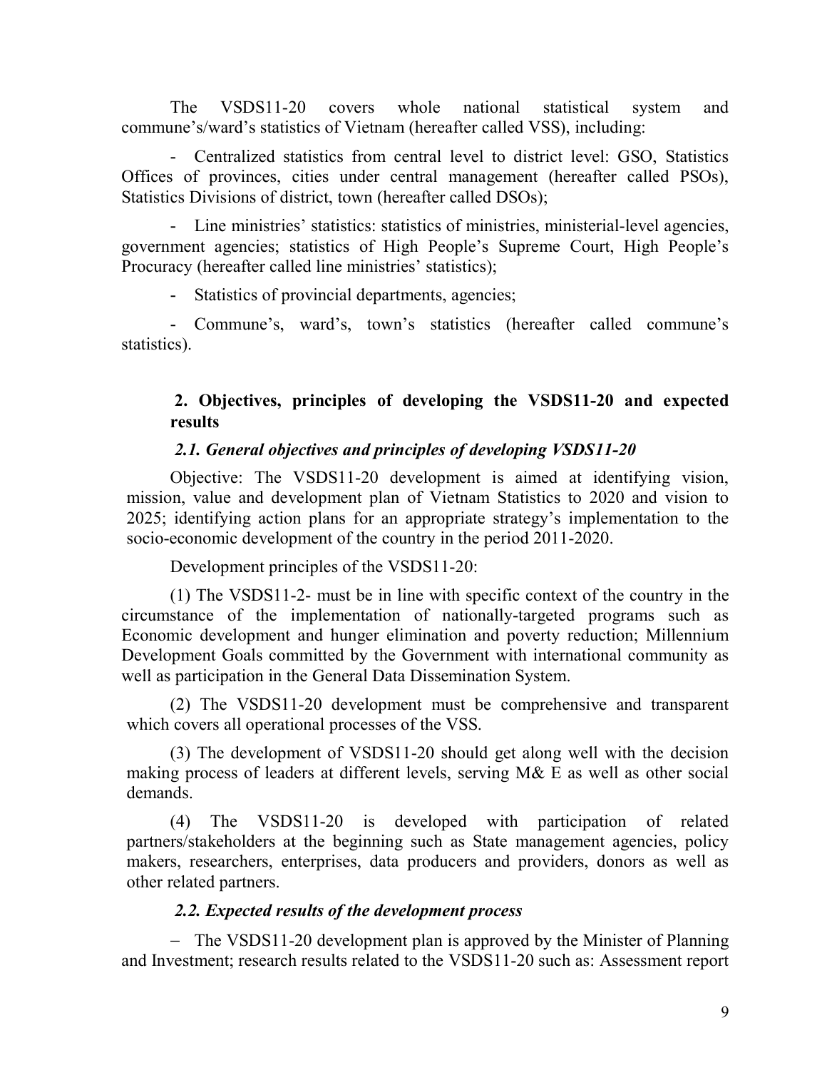The VSDS11-20 covers whole national statistical system and commune's/ward's statistics of Vietnam (hereafter called VSS), including:

- Centralized statistics from central level to district level: GSO, Statistics Offices of provinces, cities under central management (hereafter called PSOs), Statistics Divisions of district, town (hereafter called DSOs);
- Line ministries' statistics: statistics of ministries, ministerial-level agencies, government agencies; statistics of High People's Supreme Court, High People's Procuracy (hereafter called line ministries' statistics);
- Statistics of provincial departments, agencies;
- Commune's, ward's, town's statistics (hereafter called commune's statistics).

## 2. Objectives, principles of developing the VSDS11-20 and expected results

### *2.1. General objectives and principles of developing VSDS11-20*

Objective: The VSDS11-20 development is aimed at identifying vision, mission, value and development plan of Vietnam Statistics to 2020 and vision to 2025; identifying action plans for an appropriate strategy's implementation to the socio-economic development of the country in the period 2011-2020.

Development principles of the VSDS11-20:

(1) The VSDS11-2- must be in line with specific context of the country in the circumstance of the implementation of nationally-targeted programs such as Economic development and hunger elimination and poverty reduction; Millennium Development Goals committed by the Government with international community as well as participation in the General Data Dissemination System.

(2) The VSDS11-20 development must be comprehensive and transparent which covers all operational processes of the VSS.

(3) The development of VSDS11-20 should get along well with the decision making process of leaders at different levels, serving M& E as well as other social demands.

(4) The VSDS11-20 is developed with participation of related partners/stakeholders at the beginning such as State management agencies, policy makers, researchers, enterprises, data producers and providers, donors as well as other related partners.

### *2.2. Expected results of the development process*

- The VSDS11-20 development plan is approved by the Minister of Planning and Investment; research results related to the VSDS11-20 such as: Assessment report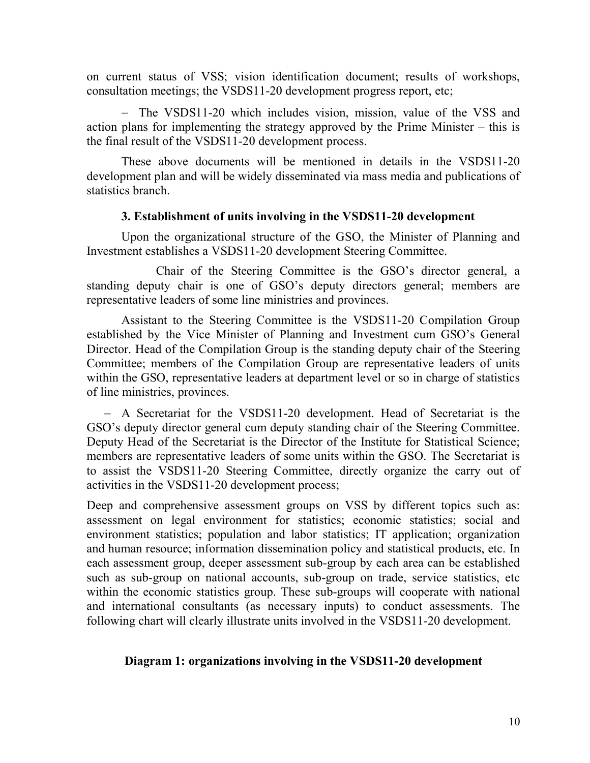on current status of VSS; vision identification document; results of workshops, consultation meetings; the VSDS11-20 development progress report, etc;

- The VSDS11-20 which includes vision, mission, value of the VSS and action plans for implementing the strategy approved by the Prime Minister – this is the final result of the VSDS11-20 development process.

These above documents will be mentioned in details in the VSDS11-20 development plan and will be widely disseminated via mass media and publications of statistics branch.

### 3. Establishment of units involving in the VSDS11-20 development

Upon the organizational structure of the GSO, the Minister of Planning and Investment establishes a VSDS11-20 development Steering Committee.

Chair of the Steering Committee is the GSO's director general, a standing deputy chair is one of GSO's deputy directors general; members are representative leaders of some line ministries and provinces.

Assistant to the Steering Committee is the VSDS11-20 Compilation Group established by the Vice Minister of Planning and Investment cum GSO's General Director. Head of the Compilation Group is the standing deputy chair of the Steering Committee; members of the Compilation Group are representative leaders of units within the GSO, representative leaders at department level or so in charge of statistics of line ministries, provinces.

- A Secretariat for the VSDS11-20 development. Head of Secretariat is the GSO's deputy director general cum deputy standing chair of the Steering Committee. Deputy Head of the Secretariat is the Director of the Institute for Statistical Science; members are representative leaders of some units within the GSO. The Secretariat is to assist the VSDS11-20 Steering Committee, directly organize the carry out of activities in the VSDS11-20 development process;

Deep and comprehensive assessment groups on VSS by different topics such as: assessment on legal environment for statistics; economic statistics; social and environment statistics; population and labor statistics; IT application; organization and human resource; information dissemination policy and statistical products, etc. In each assessment group, deeper assessment sub-group by each area can be established such as sub-group on national accounts, sub-group on trade, service statistics, etc within the economic statistics group. These sub-groups will cooperate with national and international consultants (as necessary inputs) to conduct assessments. The following chart will clearly illustrate units involved in the VSDS11-20 development.

**Diagram 1: organizations involving in the VSDS11-20 development**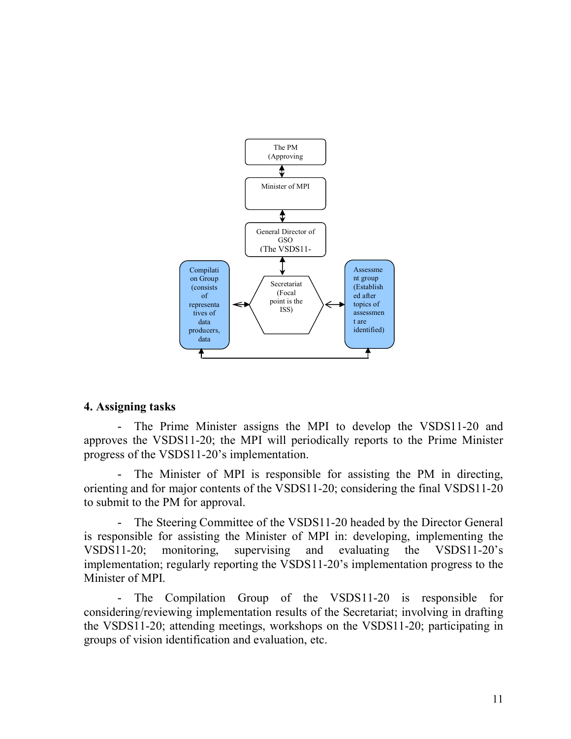The PM
(Approving

Minister of MPI

General Director of GSO
(The VSDS11-

Compilation Group (consists of representatives of data producers, data

Secretariat (Focal point is the ISS)

Assessment group (Established after topics of assessment are identified)

## 4. Assigning tasks

- The Prime Minister assigns the MPI to develop the VSDS11-20 and approves the VSDS11-20; the MPI will periodically reports to the Prime Minister progress of the VSDS11-20's implementation.

- The Minister of MPI is responsible for assisting the PM in directing, orienting and for major contents of the VSDS11-20; considering the final VSDS11-20 to submit to the PM for approval.

- The Steering Committee of the VSDS11-20 headed by the Director General is responsible for assisting the Minister of MPI in: developing, implementing the VSDS11-20; monitoring, supervising and evaluating the VSDS11-20's implementation; regularly reporting the VSDS11-20's implementation progress to the Minister of MPI.

- The Compilation Group of the VSDS11-20 is responsible for considering/reviewing implementation results of the Secretariat; involving in drafting the VSDS11-20; attending meetings, workshops on the VSDS11-20; participating in groups of vision identification and evaluation, etc.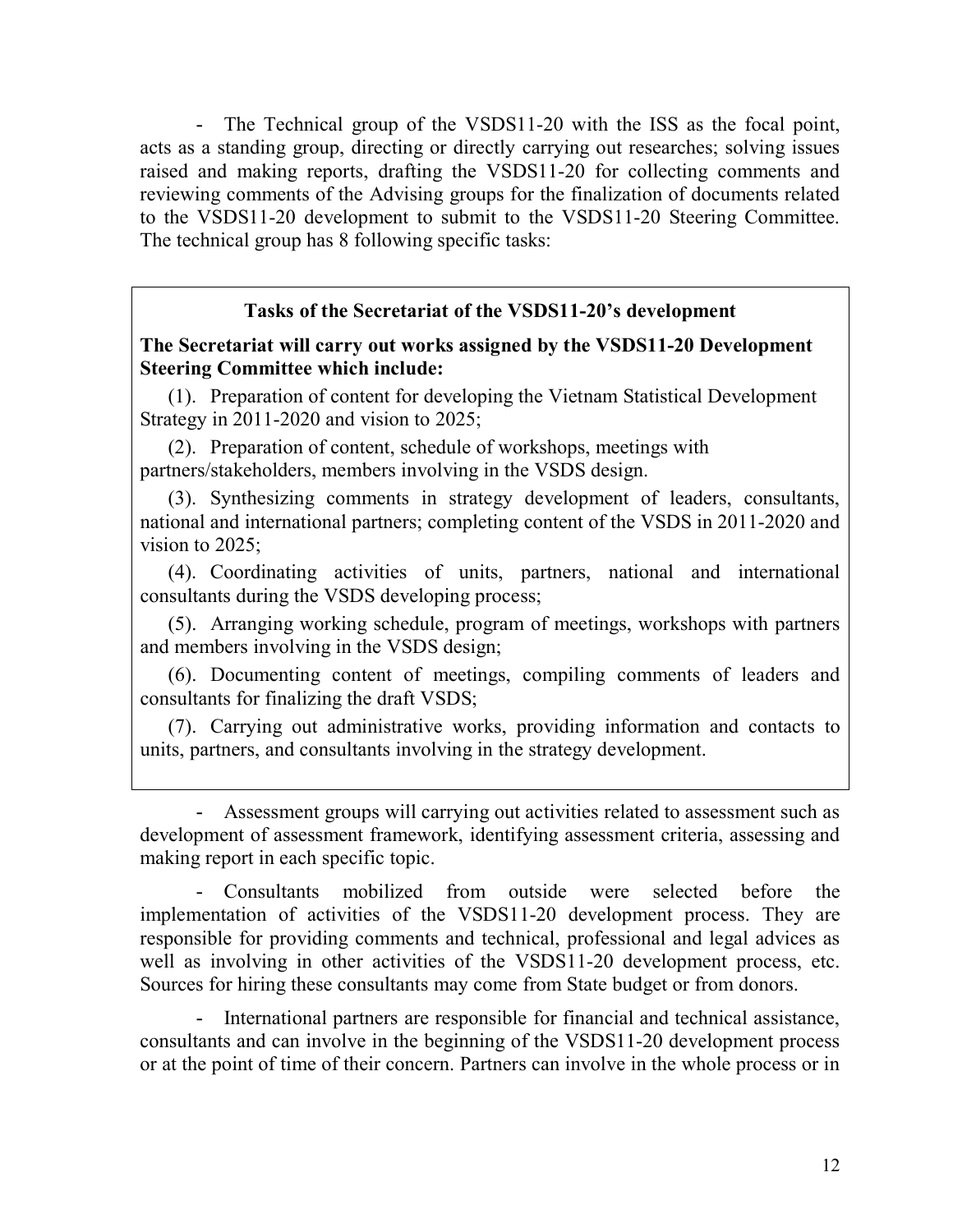- The Technical group of the VSDS11-20 with the ISS as the focal point, acts as a standing group, directing or directly carrying out researches; solving issues raised and making reports, drafting the VSDS11-20 for collecting comments and reviewing comments of the Advising groups for the finalization of documents related to the VSDS11-20 development to submit to the VSDS11-20 Steering Committee. The technical group has 8 following specific tasks:

> **Tasks of the Secretariat of the VSDS11-20's development**
>
> **The Secretariat will carry out works assigned by the VSDS11-20 Development Steering Committee which include:**
>
> (1). Preparation of content for developing the Vietnam Statistical Development Strategy in 2011-2020 and vision to 2025;
>
> (2). Preparation of content, schedule of workshops, meetings with partners/stakeholders, members involving in the VSDS design.
>
> (3). Synthesizing comments in strategy development of leaders, consultants, national and international partners; completing content of the VSDS in 2011-2020 and vision to 2025;
>
> (4). Coordinating activities of units, partners, national and international consultants during the VSDS developing process;
>
> (5). Arranging working schedule, program of meetings, workshops with partners and members involving in the VSDS design;
>
> (6). Documenting content of meetings, compiling comments of leaders and consultants for finalizing the draft VSDS;
>
> (7). Carrying out administrative works, providing information and contacts to units, partners, and consultants involving in the strategy development.

- Assessment groups will carrying out activities related to assessment such as development of assessment framework, identifying assessment criteria, assessing and making report in each specific topic.

- Consultants mobilized from outside were selected before the implementation of activities of the VSDS11-20 development process. They are responsible for providing comments and technical, professional and legal advices as well as involving in other activities of the VSDS11-20 development process, etc. Sources for hiring these consultants may come from State budget or from donors.

- International partners are responsible for financial and technical assistance, consultants and can involve in the beginning of the VSDS11-20 development process or at the point of time of their concern. Partners can involve in the whole process or in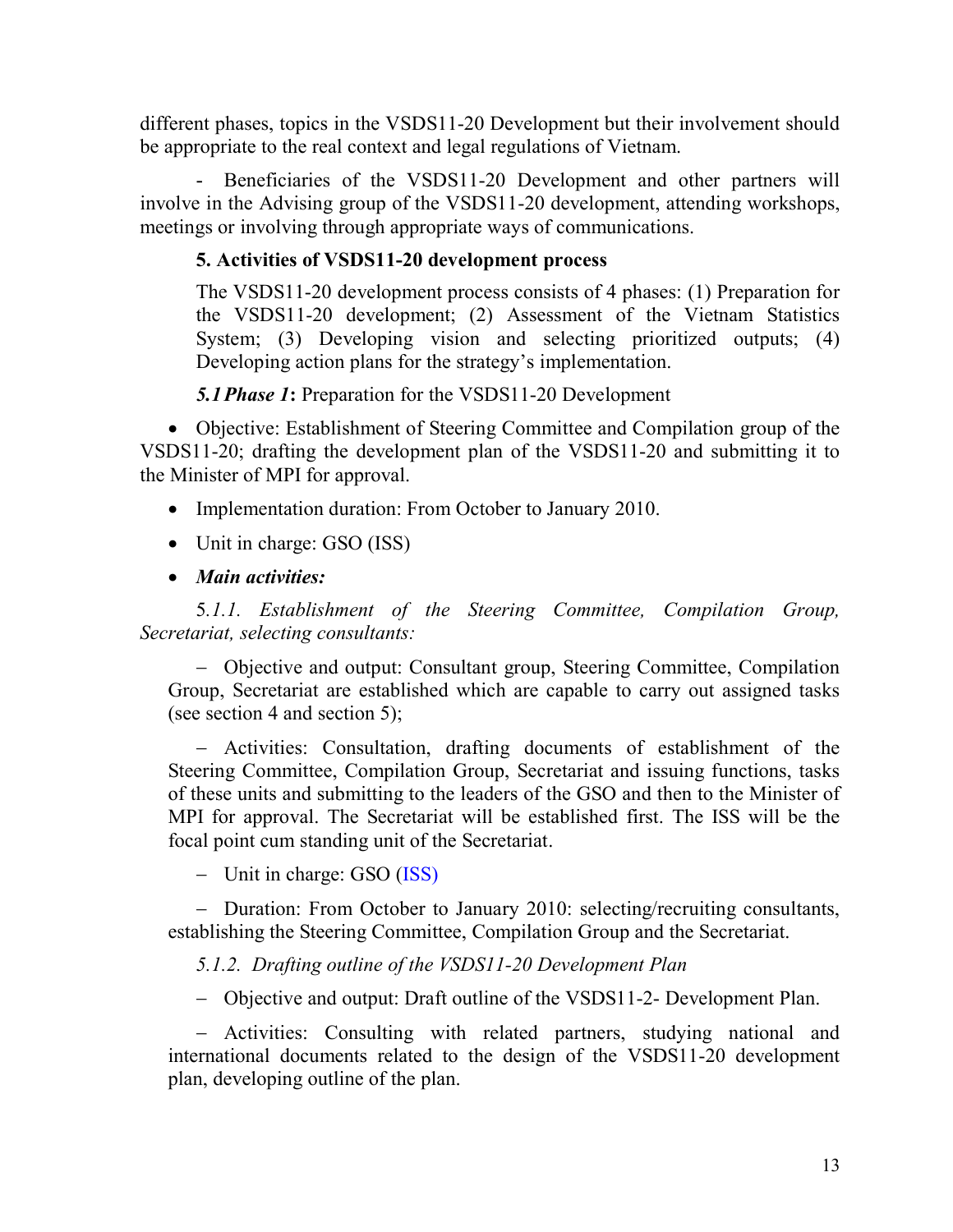different phases, topics in the VSDS11-20 Development but their involvement should be appropriate to the real context and legal regulations of Vietnam.

- Beneficiaries of the VSDS11-20 Development and other partners will involve in the Advising group of the VSDS11-20 development, attending workshops, meetings or involving through appropriate ways of communications.

### 5. Activities of VSDS11-20 development process

The VSDS11-20 development process consists of 4 phases: (1) Preparation for the VSDS11-20 development; (2) Assessment of the Vietnam Statistics System; (3) Developing vision and selecting prioritized outputs; (4) Developing action plans for the strategy's implementation.

***5.1 Phase 1*:** Preparation for the VSDS11-20 Development

- Objective: Establishment of Steering Committee and Compilation group of the VSDS11-20; drafting the development plan of the VSDS11-20 and submitting it to the Minister of MPI for approval.
- Implementation duration: From October to January 2010.
- Unit in charge: GSO (ISS)
- ***Main activities:***

*5.1.1. Establishment of the Steering Committee, Compilation Group, Secretariat, selecting consultants:*

- Objective and output: Consultant group, Steering Committee, Compilation Group, Secretariat are established which are capable to carry out assigned tasks (see section 4 and section 5);
- Activities: Consultation, drafting documents of establishment of the Steering Committee, Compilation Group, Secretariat and issuing functions, tasks of these units and submitting to the leaders of the GSO and then to the Minister of MPI for approval. The Secretariat will be established first. The ISS will be the focal point cum standing unit of the Secretariat.
- Unit in charge: GSO (ISS)
- Duration: From October to January 2010: selecting/recruiting consultants, establishing the Steering Committee, Compilation Group and the Secretariat.

*5.1.2. Drafting outline of the VSDS11-20 Development Plan*

- Objective and output: Draft outline of the VSDS11-2- Development Plan.
- Activities: Consulting with related partners, studying national and international documents related to the design of the VSDS11-20 development plan, developing outline of the plan.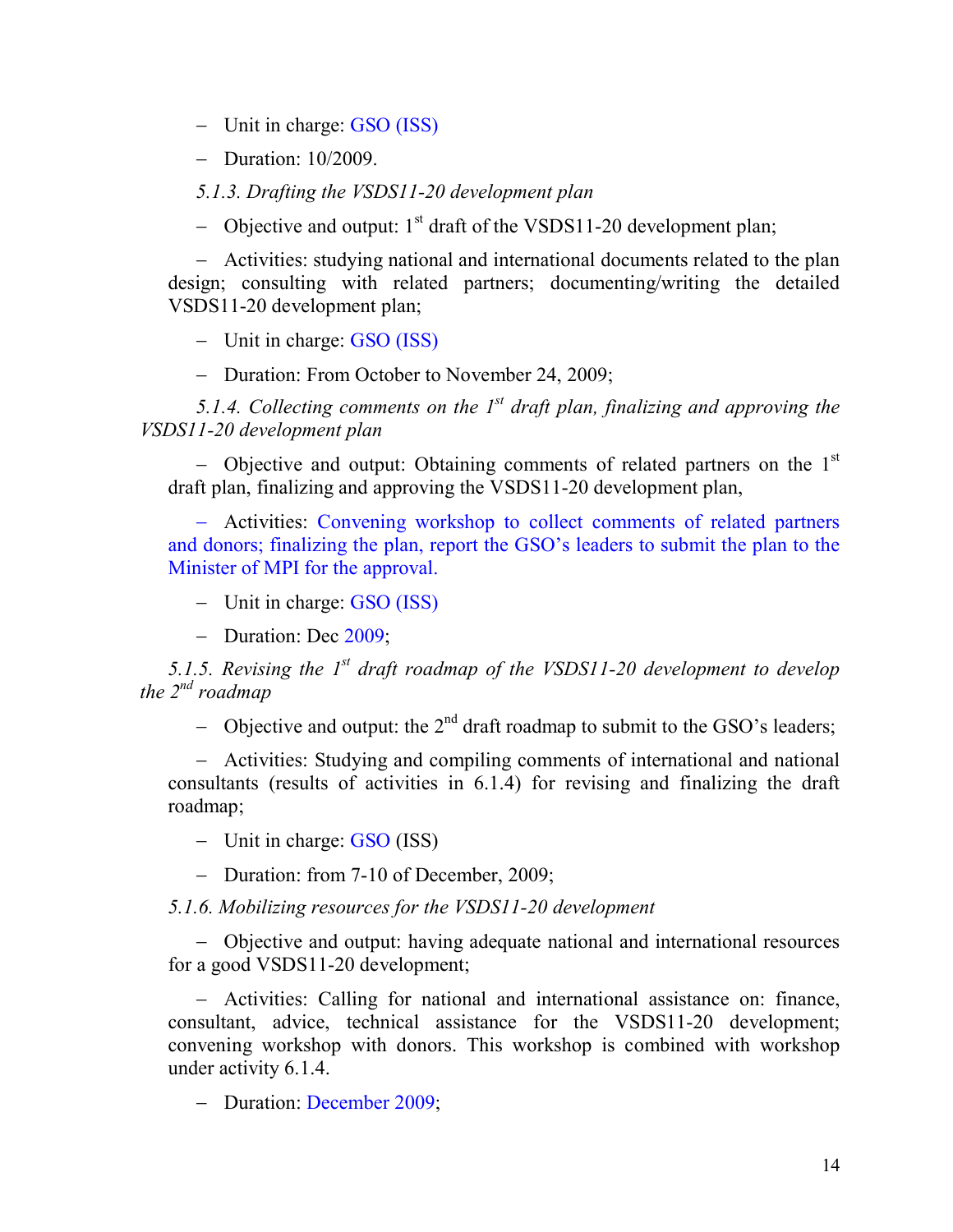- Unit in charge: GSO (ISS)
- Duration: 10/2009.

*5.1.3. Drafting the VSDS11-20 development plan*

- Objective and output: 1st draft of the VSDS11-20 development plan;
- Activities: studying national and international documents related to the plan design; consulting with related partners; documenting/writing the detailed VSDS11-20 development plan;
- Unit in charge: GSO (ISS)
- Duration: From October to November 24, 2009;

*5.1.4. Collecting comments on the 1st draft plan, finalizing and approving the VSDS11-20 development plan*

- Objective and output: Obtaining comments of related partners on the 1st draft plan, finalizing and approving the VSDS11-20 development plan,
- Activities: Convening workshop to collect comments of related partners and donors; finalizing the plan, report the GSO's leaders to submit the plan to the Minister of MPI for the approval.
- Unit in charge: GSO (ISS)
- Duration: Dec 2009;

*5.1.5. Revising the 1st draft roadmap of the VSDS11-20 development to develop the 2nd roadmap*

- Objective and output: the 2nd draft roadmap to submit to the GSO's leaders;
- Activities: Studying and compiling comments of international and national consultants (results of activities in 6.1.4) for revising and finalizing the draft roadmap;
- Unit in charge: GSO (ISS)
- Duration: from 7-10 of December, 2009;

*5.1.6. Mobilizing resources for the VSDS11-20 development*

- Objective and output: having adequate national and international resources for a good VSDS11-20 development;
- Activities: Calling for national and international assistance on: finance, consultant, advice, technical assistance for the VSDS11-20 development; convening workshop with donors. This workshop is combined with workshop under activity 6.1.4.
- Duration: December 2009;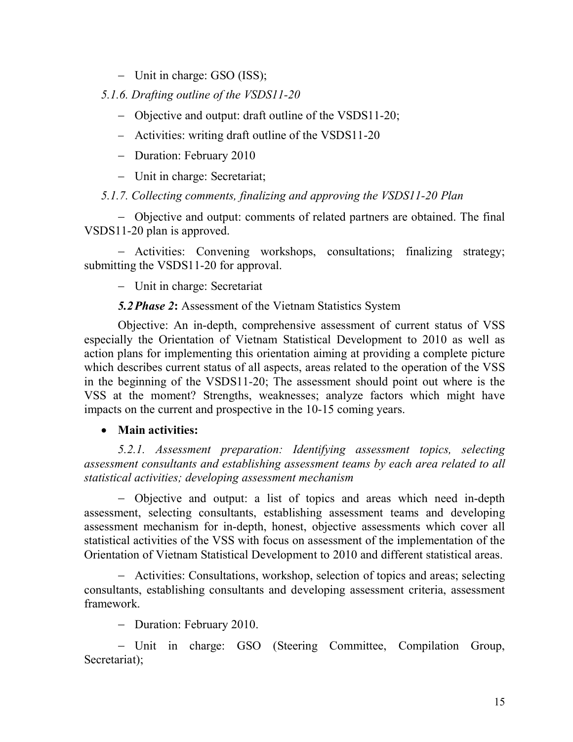- Unit in charge: GSO (ISS);

*5.1.6. Drafting outline of the VSDS11-20*

- Objective and output: draft outline of the VSDS11-20;
- Activities: writing draft outline of the VSDS11-20
- Duration: February 2010
- Unit in charge: Secretariat;

*5.1.7. Collecting comments, finalizing and approving the VSDS11-20 Plan*

- Objective and output: comments of related partners are obtained. The final VSDS11-20 plan is approved.
- Activities: Convening workshops, consultations; finalizing strategy; submitting the VSDS11-20 for approval.
- Unit in charge: Secretariat

***5.2 Phase 2*:** Assessment of the Vietnam Statistics System

Objective: An in-depth, comprehensive assessment of current status of VSS especially the Orientation of Vietnam Statistical Development to 2010 as well as action plans for implementing this orientation aiming at providing a complete picture which describes current status of all aspects, areas related to the operation of the VSS in the beginning of the VSDS11-20; The assessment should point out where is the VSS at the moment? Strengths, weaknesses; analyze factors which might have impacts on the current and prospective in the 10-15 coming years.

- **Main activities:**

*5.2.1. Assessment preparation: Identifying assessment topics, selecting assessment consultants and establishing assessment teams by each area related to all statistical activities; developing assessment mechanism*

- Objective and output: a list of topics and areas which need in-depth assessment, selecting consultants, establishing assessment teams and developing assessment mechanism for in-depth, honest, objective assessments which cover all statistical activities of the VSS with focus on assessment of the implementation of the Orientation of Vietnam Statistical Development to 2010 and different statistical areas.
- Activities: Consultations, workshop, selection of topics and areas; selecting consultants, establishing consultants and developing assessment criteria, assessment framework.
- Duration: February 2010.
- Unit in charge: GSO (Steering Committee, Compilation Group, Secretariat);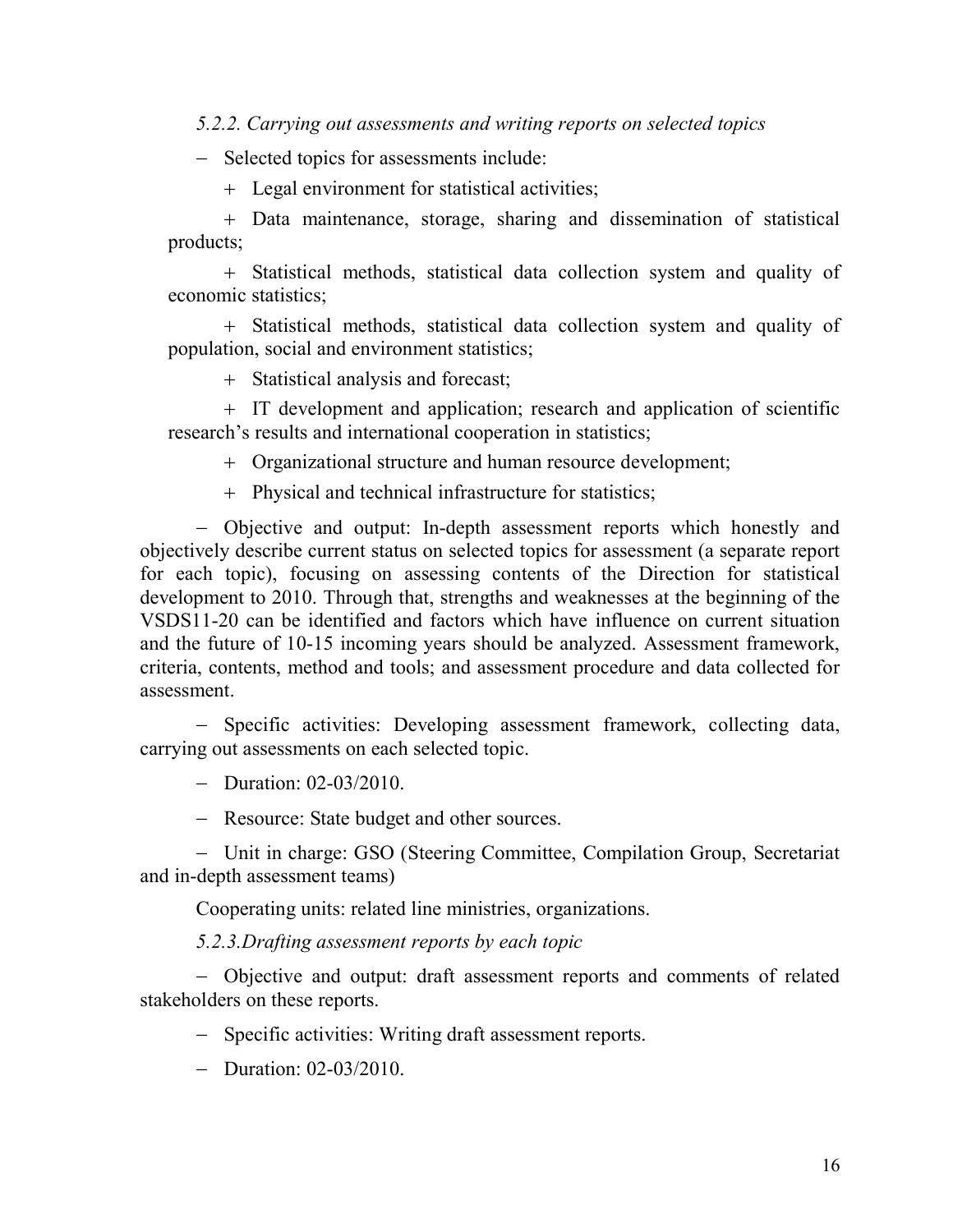*5.2.2. Carrying out assessments and writing reports on selected topics*

- Selected topics for assessments include:
  + Legal environment for statistical activities;
  + Data maintenance, storage, sharing and dissemination of statistical products;
  + Statistical methods, statistical data collection system and quality of economic statistics;
  + Statistical methods, statistical data collection system and quality of population, social and environment statistics;
  + Statistical analysis and forecast;
  + IT development and application; research and application of scientific research's results and international cooperation in statistics;
  + Organizational structure and human resource development;
  + Physical and technical infrastructure for statistics;
- Objective and output: In-depth assessment reports which honestly and objectively describe current status on selected topics for assessment (a separate report for each topic), focusing on assessing contents of the Direction for statistical development to 2010. Through that, strengths and weaknesses at the beginning of the VSDS11-20 can be identified and factors which have influence on current situation and the future of 10-15 incoming years should be analyzed. Assessment framework, criteria, contents, method and tools; and assessment procedure and data collected for assessment.
- Specific activities: Developing assessment framework, collecting data, carrying out assessments on each selected topic.
- Duration: 02-03/2010.
- Resource: State budget and other sources.
- Unit in charge: GSO (Steering Committee, Compilation Group, Secretariat and in-depth assessment teams)

Cooperating units: related line ministries, organizations.

*5.2.3.Drafting assessment reports by each topic*

- Objective and output: draft assessment reports and comments of related stakeholders on these reports.
- Specific activities: Writing draft assessment reports.
- Duration: 02-03/2010.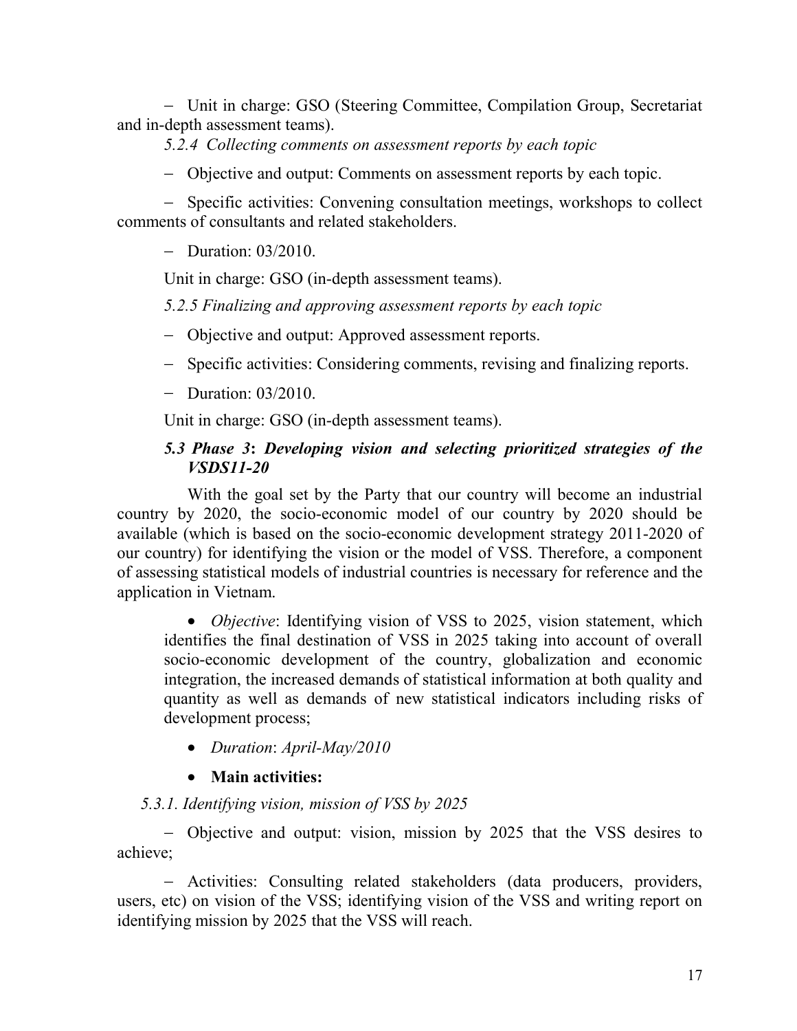- Unit in charge: GSO (Steering Committee, Compilation Group, Secretariat and in-depth assessment teams).

*5.2.4 Collecting comments on assessment reports by each topic*

- Objective and output: Comments on assessment reports by each topic.
- Specific activities: Convening consultation meetings, workshops to collect comments of consultants and related stakeholders.
- Duration: 03/2010.

Unit in charge: GSO (in-depth assessment teams).

*5.2.5 Finalizing and approving assessment reports by each topic*

- Objective and output: Approved assessment reports.
- Specific activities: Considering comments, revising and finalizing reports.
- Duration: 03/2010.

Unit in charge: GSO (in-depth assessment teams).

### *5.3 Phase 3: Developing vision and selecting prioritized strategies of the VSDS11-20*

With the goal set by the Party that our country will become an industrial country by 2020, the socio-economic model of our country by 2020 should be available (which is based on the socio-economic development strategy 2011-2020 of our country) for identifying the vision or the model of VSS. Therefore, a component of assessing statistical models of industrial countries is necessary for reference and the application in Vietnam.

- *Objective*: Identifying vision of VSS to 2025, vision statement, which identifies the final destination of VSS in 2025 taking into account of overall socio-economic development of the country, globalization and economic integration, the increased demands of statistical information at both quality and quantity as well as demands of new statistical indicators including risks of development process;
- *Duration*: *April-May/2010*
- **Main activities:**

*5.3.1. Identifying vision, mission of VSS by 2025*

- Objective and output: vision, mission by 2025 that the VSS desires to achieve;
- Activities: Consulting related stakeholders (data producers, providers, users, etc) on vision of the VSS; identifying vision of the VSS and writing report on identifying mission by 2025 that the VSS will reach.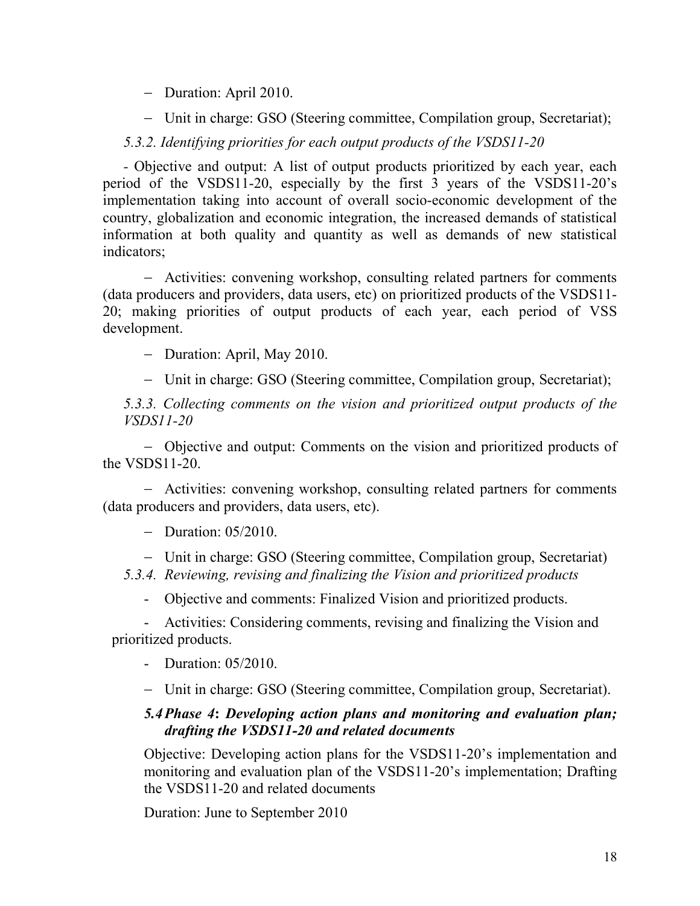- Duration: April 2010.
- Unit in charge: GSO (Steering committee, Compilation group, Secretariat);

*5.3.2. Identifying priorities for each output products of the VSDS11-20*

- Objective and output: A list of output products prioritized by each year, each period of the VSDS11-20, especially by the first 3 years of the VSDS11-20's implementation taking into account of overall socio-economic development of the country, globalization and economic integration, the increased demands of statistical information at both quality and quantity as well as demands of new statistical indicators;
- Activities: convening workshop, consulting related partners for comments (data producers and providers, data users, etc) on prioritized products of the VSDS11-20; making priorities of output products of each year, each period of VSS development.
- Duration: April, May 2010.
- Unit in charge: GSO (Steering committee, Compilation group, Secretariat);

*5.3.3. Collecting comments on the vision and prioritized output products of the VSDS11-20*

- Objective and output: Comments on the vision and prioritized products of the VSDS11-20.
- Activities: convening workshop, consulting related partners for comments (data producers and providers, data users, etc).
- Duration: 05/2010.
- Unit in charge: GSO (Steering committee, Compilation group, Secretariat)

*5.3.4. Reviewing, revising and finalizing the Vision and prioritized products*

- Objective and comments: Finalized Vision and prioritized products.
- Activities: Considering comments, revising and finalizing the Vision and prioritized products.
- Duration: 05/2010.
- Unit in charge: GSO (Steering committee, Compilation group, Secretariat).

### *5.4 Phase 4: Developing action plans and monitoring and evaluation plan; drafting the VSDS11-20 and related documents*

Objective: Developing action plans for the VSDS11-20's implementation and monitoring and evaluation plan of the VSDS11-20's implementation; Drafting the VSDS11-20 and related documents

Duration: June to September 2010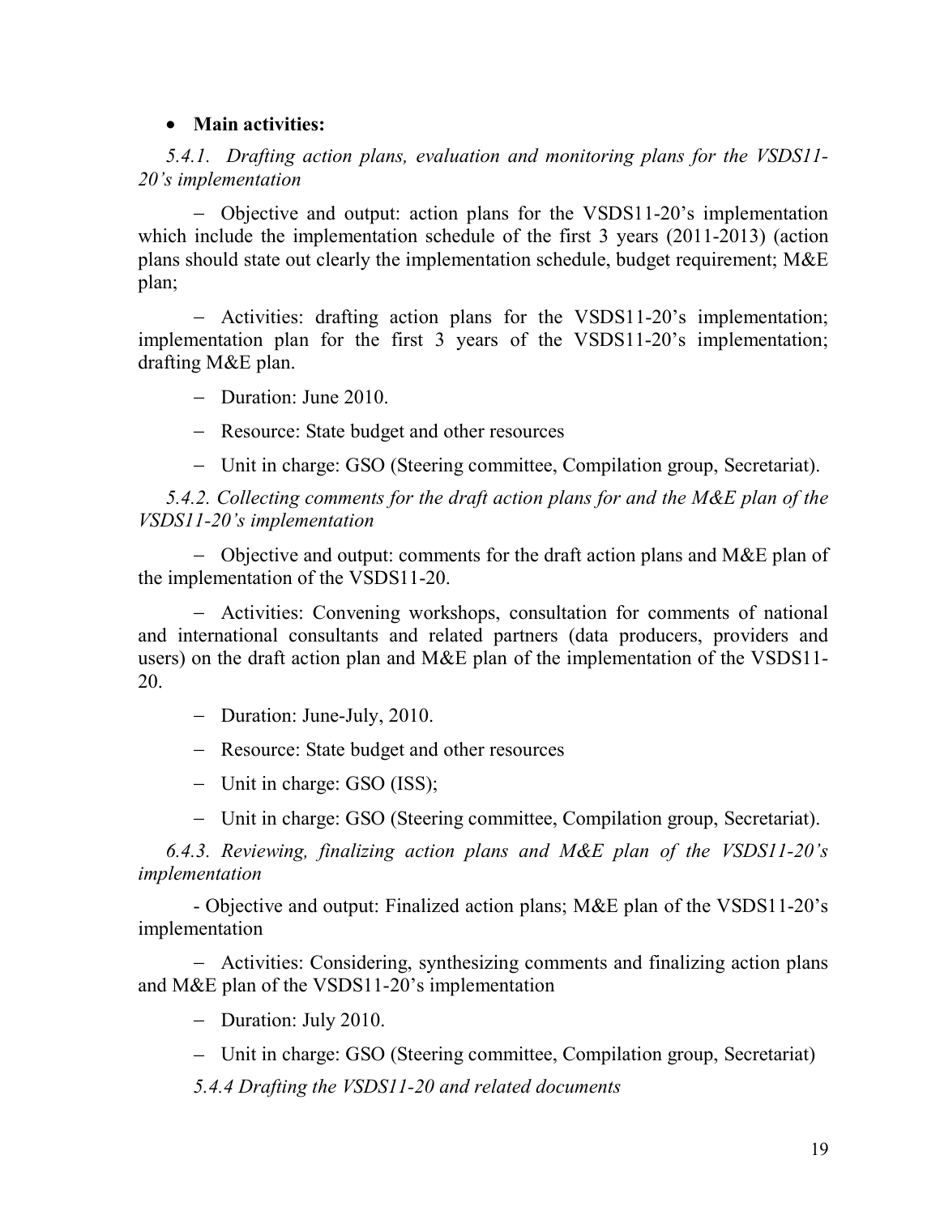- **Main activities:**

*5.4.1. Drafting action plans, evaluation and monitoring plans for the VSDS11-20's implementation*

– Objective and output: action plans for the VSDS11-20's implementation which include the implementation schedule of the first 3 years (2011-2013) (action plans should state out clearly the implementation schedule, budget requirement; M&E plan;

– Activities: drafting action plans for the VSDS11-20's implementation; implementation plan for the first 3 years of the VSDS11-20's implementation; drafting M&E plan.

– Duration: June 2010.

– Resource: State budget and other resources

– Unit in charge: GSO (Steering committee, Compilation group, Secretariat).

*5.4.2. Collecting comments for the draft action plans for and the M&E plan of the VSDS11-20's implementation*

– Objective and output: comments for the draft action plans and M&E plan of the implementation of the VSDS11-20.

– Activities: Convening workshops, consultation for comments of national and international consultants and related partners (data producers, providers and users) on the draft action plan and M&E plan of the implementation of the VSDS11-20.

– Duration: June-July, 2010.

– Resource: State budget and other resources

– Unit in charge: GSO (ISS);

– Unit in charge: GSO (Steering committee, Compilation group, Secretariat).

*6.4.3. Reviewing, finalizing action plans and M&E plan of the VSDS11-20's implementation*

- Objective and output: Finalized action plans; M&E plan of the VSDS11-20's implementation

– Activities: Considering, synthesizing comments and finalizing action plans and M&E plan of the VSDS11-20's implementation

– Duration: July 2010.

– Unit in charge: GSO (Steering committee, Compilation group, Secretariat)

*5.4.4 Drafting the VSDS11-20 and related documents*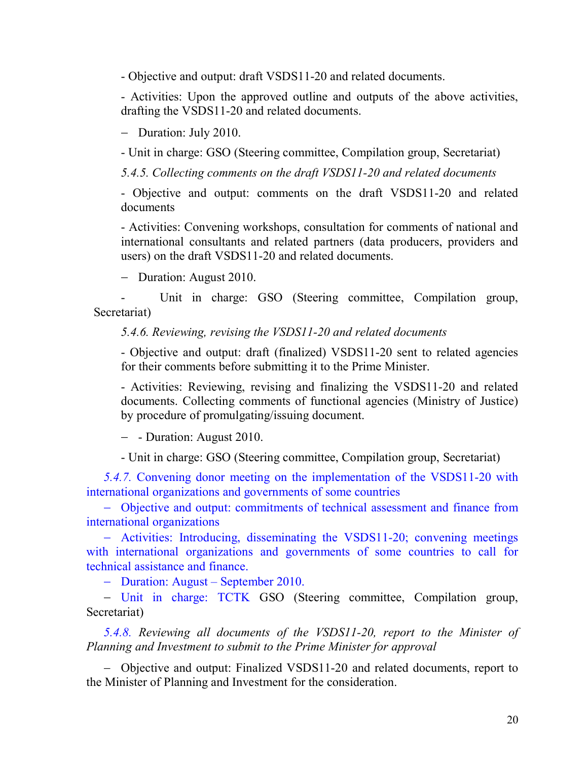- Objective and output: draft VSDS11-20 and related documents.

- Activities: Upon the approved outline and outputs of the above activities, drafting the VSDS11-20 and related documents.

- Duration: July 2010.

- Unit in charge: GSO (Steering committee, Compilation group, Secretariat)

*5.4.5. Collecting comments on the draft VSDS11-20 and related documents*

- Objective and output: comments on the draft VSDS11-20 and related documents

- Activities: Convening workshops, consultation for comments of national and international consultants and related partners (data producers, providers and users) on the draft VSDS11-20 and related documents.

- Duration: August 2010.

- Unit in charge: GSO (Steering committee, Compilation group, Secretariat)

*5.4.6. Reviewing, revising the VSDS11-20 and related documents*

- Objective and output: draft (finalized) VSDS11-20 sent to related agencies for their comments before submitting it to the Prime Minister.

- Activities: Reviewing, revising and finalizing the VSDS11-20 and related documents. Collecting comments of functional agencies (Ministry of Justice) by procedure of promulgating/issuing document.

- - Duration: August 2010.

- Unit in charge: GSO (Steering committee, Compilation group, Secretariat)

*5.4.7.* Convening donor meeting on the implementation of the VSDS11-20 with international organizations and governments of some countries

- Objective and output: commitments of technical assessment and finance from international organizations

- Activities: Introducing, disseminating the VSDS11-20; convening meetings with international organizations and governments of some countries to call for technical assistance and finance.

- Duration: August – September 2010.

- Unit in charge: TCTK GSO (Steering committee, Compilation group, Secretariat)

*5.4.8. Reviewing all documents of the VSDS11-20, report to the Minister of Planning and Investment to submit to the Prime Minister for approval*

- Objective and output: Finalized VSDS11-20 and related documents, report to the Minister of Planning and Investment for the consideration.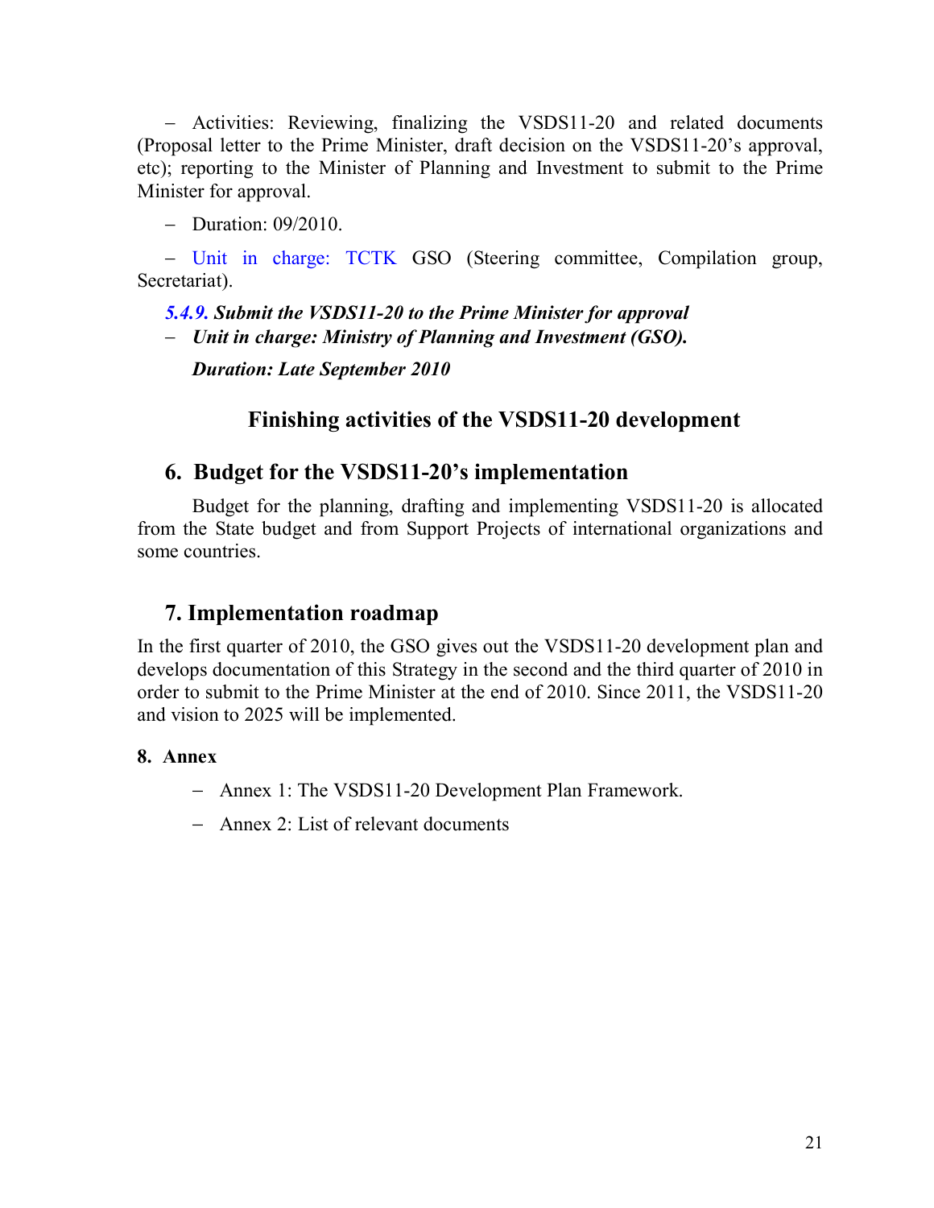- Activities: Reviewing, finalizing the VSDS11-20 and related documents (Proposal letter to the Prime Minister, draft decision on the VSDS11-20's approval, etc); reporting to the Minister of Planning and Investment to submit to the Prime Minister for approval.

- Duration: 09/2010.

- Unit in charge: TCTK GSO (Steering committee, Compilation group, Secretariat).

***5.4.9. Submit the VSDS11-20 to the Prime Minister for approval***

- ***Unit in charge: Ministry of Planning and Investment (GSO).***

  ***Duration: Late September 2010***

### Finishing activities of the VSDS11-20 development

## 6. Budget for the VSDS11-20's implementation

Budget for the planning, drafting and implementing VSDS11-20 is allocated from the State budget and from Support Projects of international organizations and some countries.

## 7. Implementation roadmap

In the first quarter of 2010, the GSO gives out the VSDS11-20 development plan and develops documentation of this Strategy in the second and the third quarter of 2010 in order to submit to the Prime Minister at the end of 2010. Since 2011, the VSDS11-20 and vision to 2025 will be implemented.

**8. Annex**

- Annex 1: The VSDS11-20 Development Plan Framework.
- Annex 2: List of relevant documents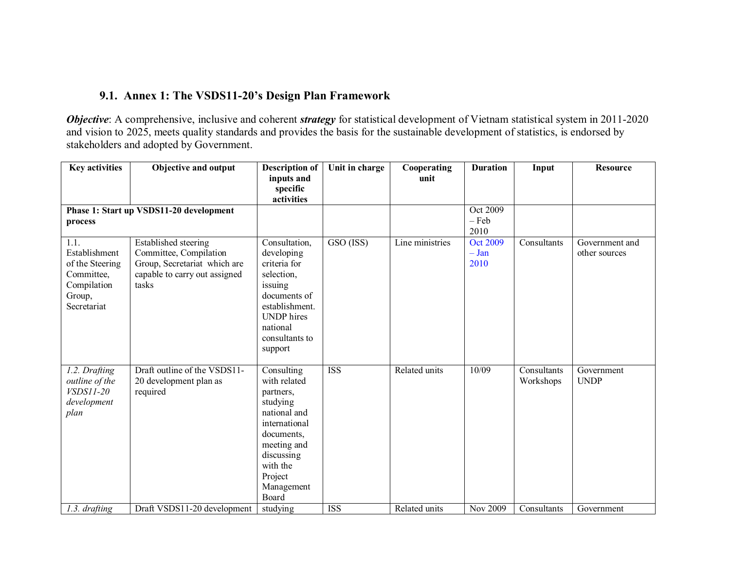### 9.1. Annex 1: The VSDS11-20's Design Plan Framework

***Objective***: A comprehensive, inclusive and coherent ***strategy*** for statistical development of Vietnam statistical system in 2011-2020 and vision to 2025, meets quality standards and provides the basis for the sustainable development of statistics, is endorsed by stakeholders and adopted by Government.

| Key activities | Objective and output | Description of inputs and specific activities | Unit in charge | Cooperating unit | Duration | Input | Resource |
|---|---|---|---|---|---|---|---|
| **Phase 1: Start up VSDS11-20 development process** | | | | | Oct 2009 – Feb 2010 | | |
| 1.1. Establishment of the Steering Committee, Compilation Group, Secretariat | Established steering Committee, Compilation Group, Secretariat which are capable to carry out assigned tasks | Consultation, developing criteria for selection, issuing documents of establishment. UNDP hires national consultants to support | GSO (ISS) | Line ministries | Oct 2009 – Jan 2010 | Consultants | Government and other sources |
| *1.2. Drafting outline of the VSDS11-20 development plan* | Draft outline of the VSDS11-20 development plan as required | Consulting with related partners, studying national and international documents, meeting and discussing with the Project Management Board | ISS | Related units | 10/09 | Consultants Workshops | Government UNDP |
| *1.3. drafting* | Draft VSDS11-20 development | studying | ISS | Related units | Nov 2009 | Consultants | Government |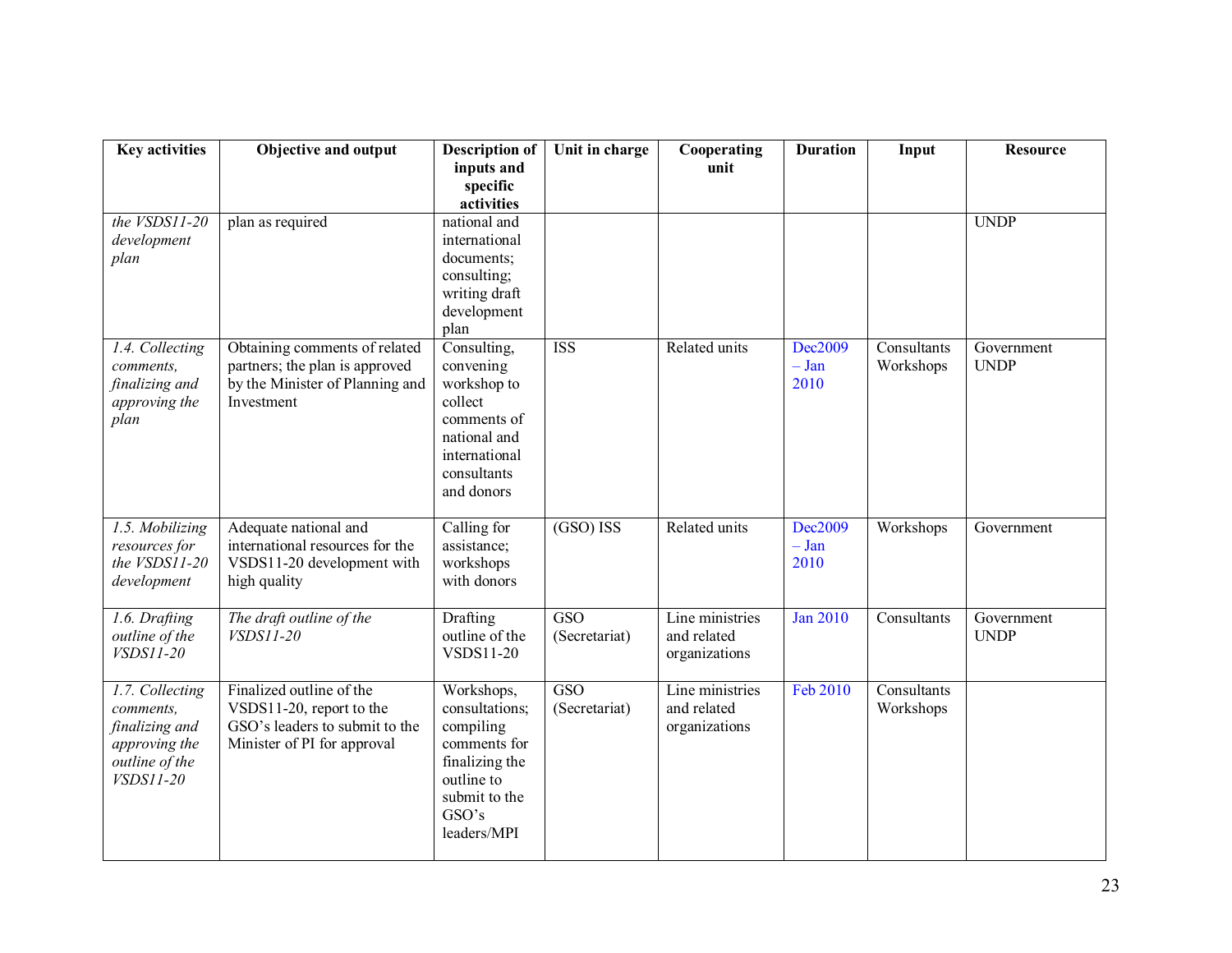| Key activities | Objective and output | Description of inputs and specific activities | Unit in charge | Cooperating unit | Duration | Input | Resource |
|---|---|---|---|---|---|---|---|
| *the VSDS11-20 development plan* | plan as required | national and international documents; consulting; writing draft development plan | | | | | UNDP |
| *1.4. Collecting comments, finalizing and approving the plan* | Obtaining comments of related partners; the plan is approved by the Minister of Planning and Investment | Consulting, convening workshop to collect comments of national and international consultants and donors | ISS | Related units | Dec2009 – Jan 2010 | Consultants Workshops | Government UNDP |
| *1.5. Mobilizing resources for the VSDS11-20 development* | Adequate national and international resources for the VSDS11-20 development with high quality | Calling for assistance; workshops with donors | (GSO) ISS | Related units | Dec2009 – Jan 2010 | Workshops | Government |
| *1.6. Drafting outline of the VSDS11-20* | *The draft outline of the VSDS11-20* | Drafting outline of the VSDS11-20 | GSO (Secretariat) | Line ministries and related organizations | Jan 2010 | Consultants | Government UNDP |
| *1.7. Collecting comments, finalizing and approving the outline of the VSDS11-20* | Finalized outline of the VSDS11-20, report to the GSO's leaders to submit to the Minister of PI for approval | Workshops, consultations; compiling comments for finalizing the outline to submit to the GSO's leaders/MPI | GSO (Secretariat) | Line ministries and related organizations | Feb 2010 | Consultants Workshops | |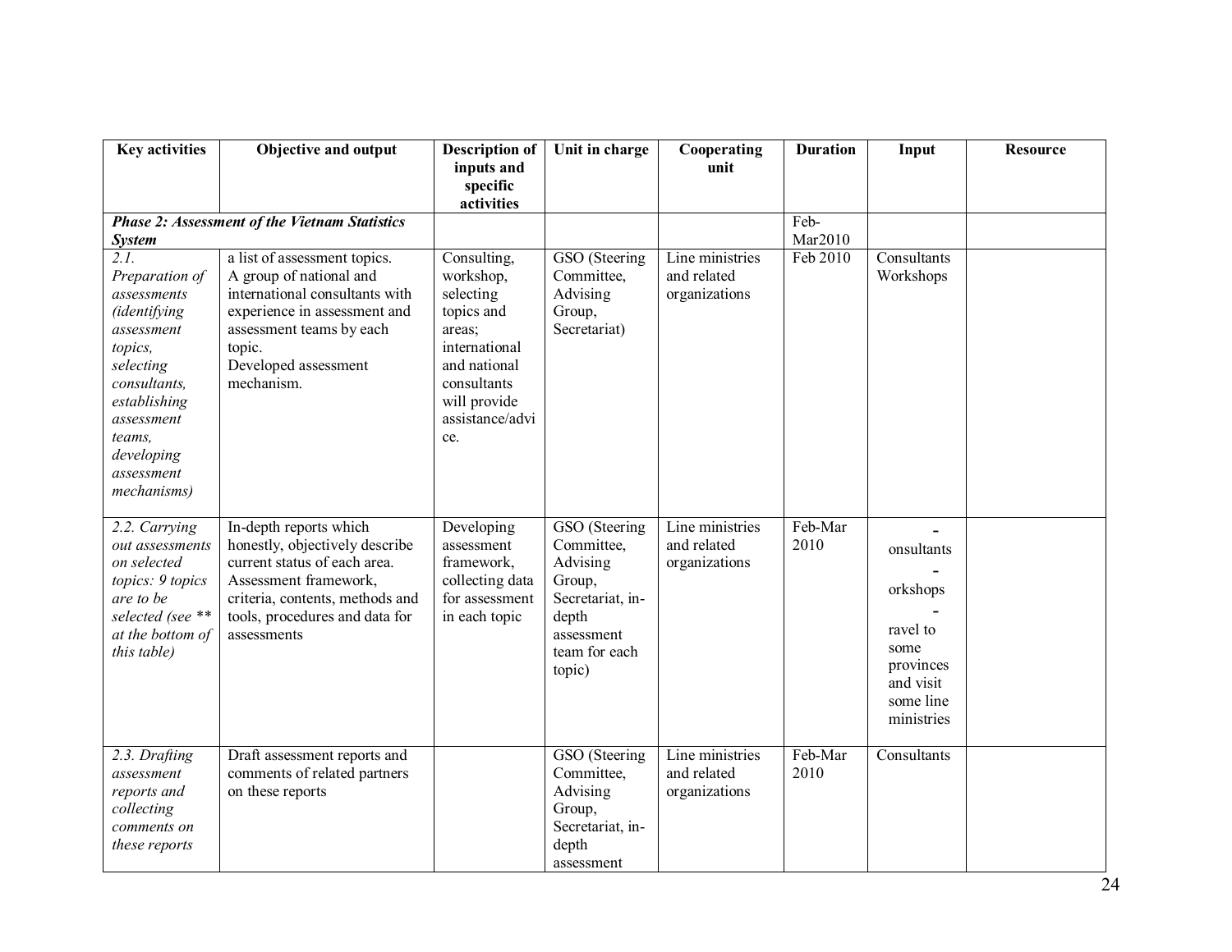| Key activities | Objective and output | Description of inputs and specific activities | Unit in charge | Cooperating unit | Duration | Input | Resource |
|---|---|---|---|---|---|---|---|
| ***Phase 2: Assessment of the Vietnam Statistics System*** | | | | | Feb-Mar2010 | | |
| *2.1. Preparation of assessments (identifying assessment topics, selecting consultants, establishing assessment teams, developing assessment mechanisms)* | a list of assessment topics. A group of national and international consultants with experience in assessment and assessment teams by each topic. Developed assessment mechanism. | Consulting, workshop, selecting topics and areas; international and national consultants will provide assistance/advice. | GSO (Steering Committee, Advising Group, Secretariat) | Line ministries and related organizations | Feb 2010 | Consultants Workshops | |
| *2.2. Carrying out assessments on selected topics: 9 topics are to be selected (see ** at the bottom of this table)* | In-depth reports which honestly, objectively describe current status of each area. Assessment framework, criteria, contents, methods and tools, procedures and data for assessments | Developing assessment framework, collecting data for assessment in each topic | GSO (Steering Committee, Advising Group, Secretariat, in-depth assessment team for each topic) | Line ministries and related organizations | Feb-Mar 2010 | - onsultants - orkshops - ravel to some provinces and visit some line ministries | |
| *2.3. Drafting assessment reports and collecting comments on these reports* | Draft assessment reports and comments of related partners on these reports | | GSO (Steering Committee, Advising Group, Secretariat, in-depth assessment | Line ministries and related organizations | Feb-Mar 2010 | Consultants | |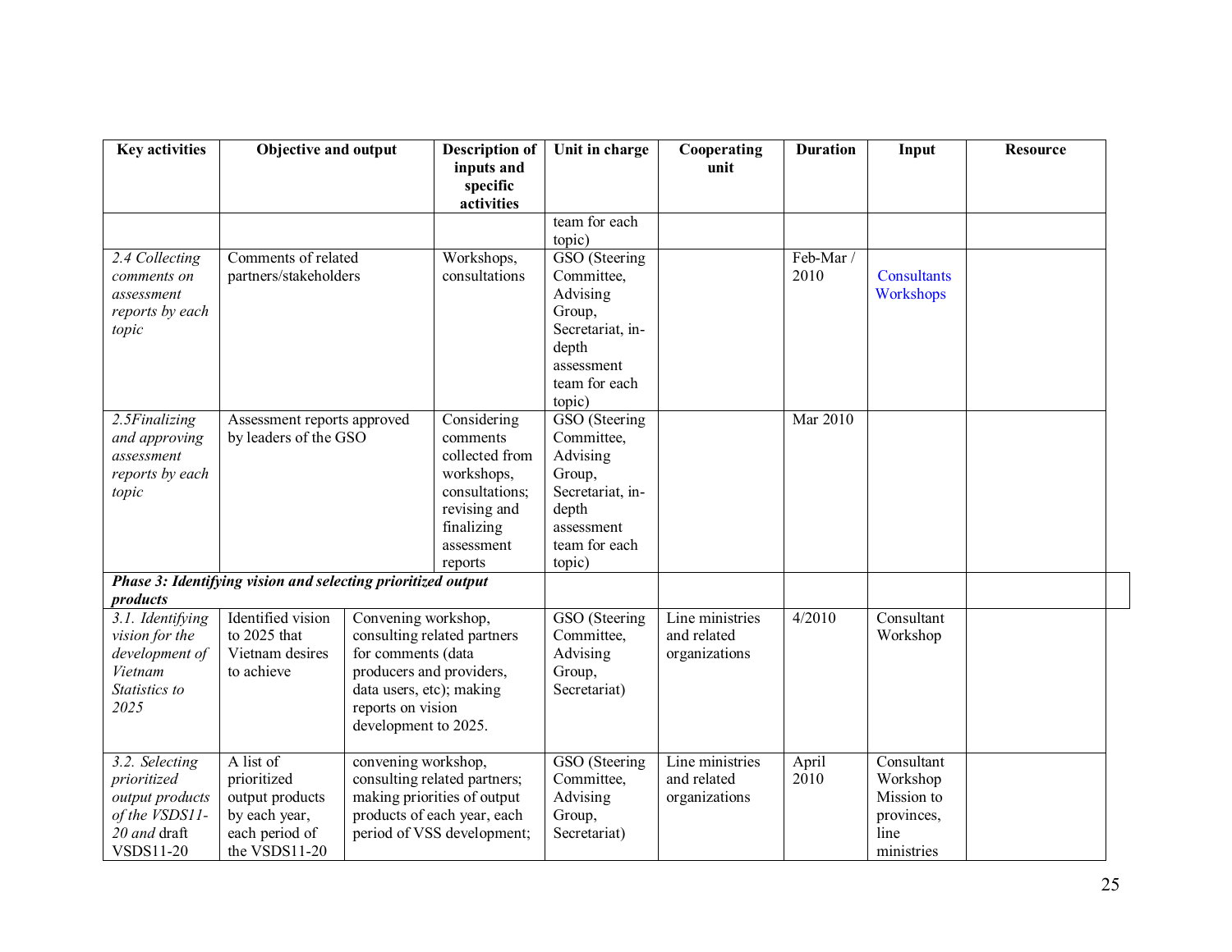| Key activities | Objective and output | Description of inputs and specific activities | Unit in charge | Cooperating unit | Duration | Input | Resource |
|---|---|---|---|---|---|---|---|
| | | | team for each topic) | | | | |
| *2.4 Collecting comments on assessment reports by each topic* | Comments of related partners/stakeholders | Workshops, consultations | GSO (Steering Committee, Advising Group, Secretariat, in-depth assessment team for each topic) | | Feb-Mar / 2010 | Consultants Workshops | |
| *2.5Finalizing and approving assessment reports by each topic* | Assessment reports approved by leaders of the GSO | Considering comments collected from workshops, consultations; revising and finalizing assessment reports | GSO (Steering Committee, Advising Group, Secretariat, in-depth assessment team for each topic) | | Mar 2010 | | |
| ***Phase 3: Identifying vision and selecting prioritized output products*** | | | | | | | |
| *3.1. Identifying vision for the development of Vietnam Statistics to 2025* | Identified vision to 2025 that Vietnam desires to achieve | Convening workshop, consulting related partners for comments (data producers and providers, data users, etc); making reports on vision development to 2025. | GSO (Steering Committee, Advising Group, Secretariat) | Line ministries and related organizations | 4/2010 | Consultant Workshop | |
| *3.2. Selecting prioritized output products of the VSDS11-20 and* draft VSDS11-20 | A list of prioritized output products by each year, each period of the VSDS11-20 | convening workshop, consulting related partners; making priorities of output products of each year, each period of VSS development; | GSO (Steering Committee, Advising Group, Secretariat) | Line ministries and related organizations | April 2010 | Consultant Workshop Mission to provinces, line ministries | |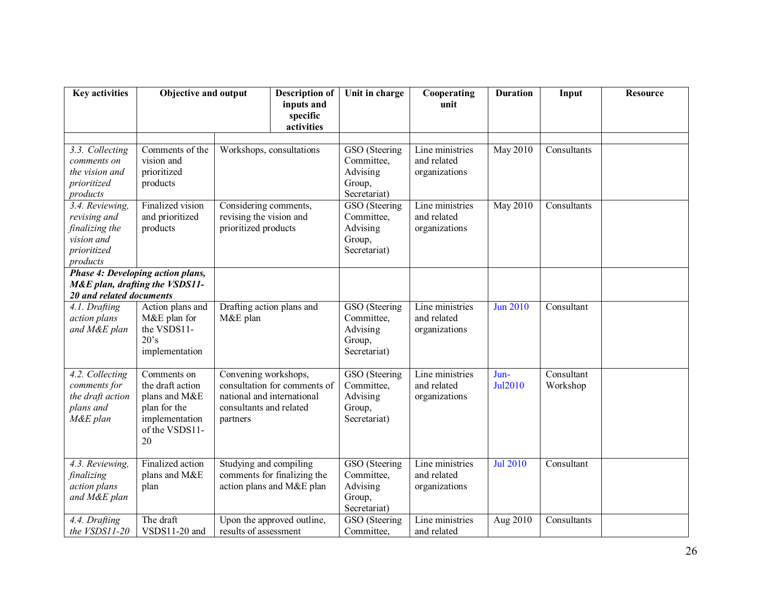| Key activities | Objective and output | Description of inputs and specific activities | Unit in charge | Cooperating unit | Duration | Input | Resource |
|---|---|---|---|---|---|---|---|
| | | | | | | | |
| *3.3. Collecting comments on the vision and prioritized products* | Comments of the vision and prioritized products | Workshops, consultations | GSO (Steering Committee, Advising Group, Secretariat) | Line ministries and related organizations | May 2010 | Consultants | |
| *3.4. Reviewing, revising and finalizing the vision and prioritized products* | Finalized vision and prioritized products | Considering comments, revising the vision and prioritized products | GSO (Steering Committee, Advising Group, Secretariat) | Line ministries and related organizations | May 2010 | Consultants | |
| ***Phase 4: Developing action plans, M&E plan, drafting the VSDS11-20 and related documents*** | | | | | | | |
| *4.1. Drafting action plans and M&E plan* | Action plans and M&E plan for the VSDS11-20's implementation | Drafting action plans and M&E plan | GSO (Steering Committee, Advising Group, Secretariat) | Line ministries and related organizations | Jun 2010 | Consultant | |
| *4.2. Collecting comments for the draft action plans and M&E plan* | Comments on the draft action plans and M&E plan for the implementation of the VSDS11-20 | Convening workshops, consultation for comments of national and international consultants and related partners | GSO (Steering Committee, Advising Group, Secretariat) | Line ministries and related organizations | Jun-Jul2010 | Consultant Workshop | |
| *4.3. Reviewing, finalizing action plans and M&E plan* | Finalized action plans and M&E plan | Studying and compiling comments for finalizing the action plans and M&E plan | GSO (Steering Committee, Advising Group, Secretariat) | Line ministries and related organizations | Jul 2010 | Consultant | |
| *4.4. Drafting the VSDS11-20* | The draft VSDS11-20 and | Upon the approved outline, results of assessment | GSO (Steering Committee, | Line ministries and related | Aug 2010 | Consultants | |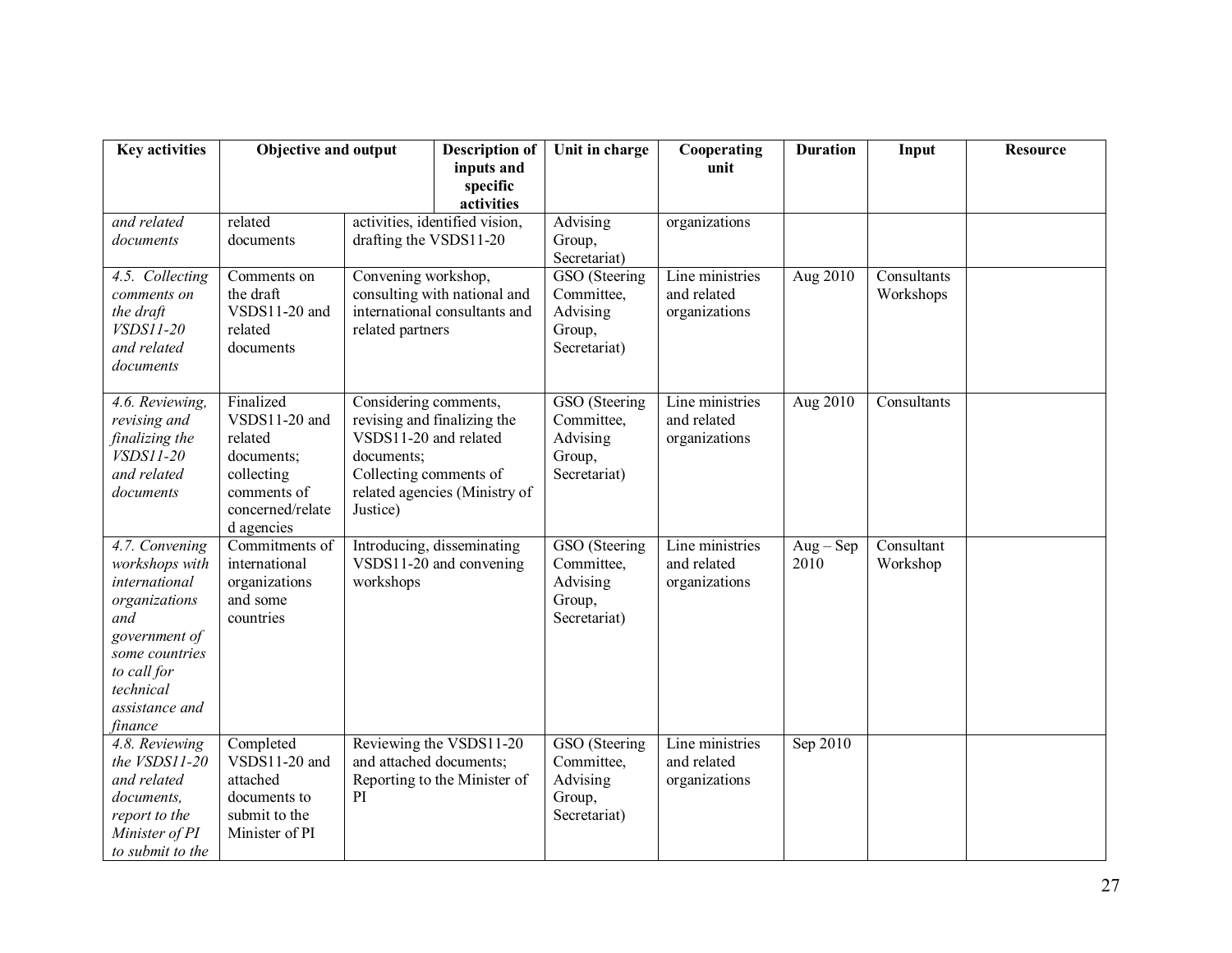| Key activities | Objective and output | Description of inputs and specific activities | Unit in charge | Cooperating unit | Duration | Input | Resource |
|---|---|---|---|---|---|---|---|
| *and related documents* | related documents | activities, identified vision, drafting the VSDS11-20 | Advising Group, Secretariat) | organizations | | | |
| *4.5. Collecting comments on the draft VSDS11-20 and related documents* | Comments on the draft VSDS11-20 and related documents | Convening workshop, consulting with national and international consultants and related partners | GSO (Steering Committee, Advising Group, Secretariat) | Line ministries and related organizations | Aug 2010 | Consultants Workshops | |
| *4.6. Reviewing, revising and finalizing the VSDS11-20 and related documents* | Finalized VSDS11-20 and related documents; collecting comments of concerned/related agencies | Considering comments, revising and finalizing the VSDS11-20 and related documents; Collecting comments of related agencies (Ministry of Justice) | GSO (Steering Committee, Advising Group, Secretariat) | Line ministries and related organizations | Aug 2010 | Consultants | |
| *4.7. Convening workshops with international organizations and government of some countries to call for technical assistance and finance* | Commitments of international organizations and some countries | Introducing, disseminating VSDS11-20 and convening workshops | GSO (Steering Committee, Advising Group, Secretariat) | Line ministries and related organizations | Aug – Sep 2010 | Consultant Workshop | |
| *4.8. Reviewing the VSDS11-20 and related documents, report to the Minister of PI to submit to the* | Completed VSDS11-20 and attached documents to submit to the Minister of PI | Reviewing the VSDS11-20 and attached documents; Reporting to the Minister of PI | GSO (Steering Committee, Advising Group, Secretariat) | Line ministries and related organizations | Sep 2010 | | |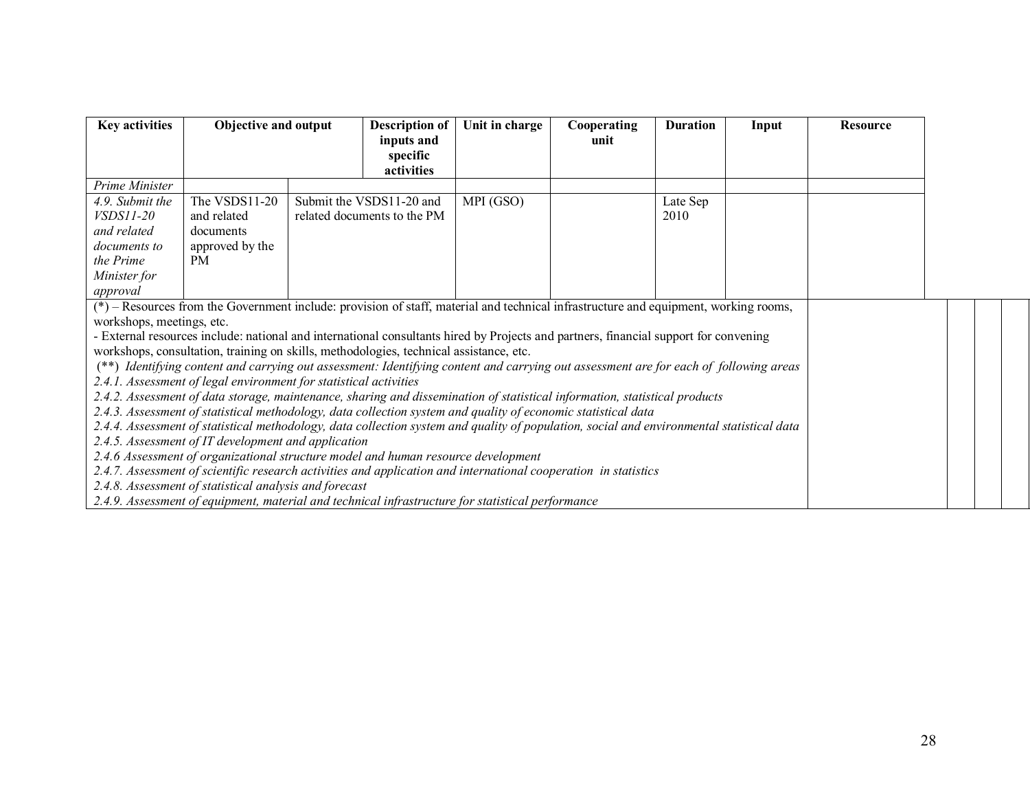| Key activities | Objective and output | Description of inputs and specific activities | Unit in charge | Cooperating unit | Duration | Input | Resource |
|---|---|---|---|---|---|---|---|
| *Prime Minister* | | | | | | | |
| *4.9. Submit the VSDS11-20 and related documents to the Prime Minister for approval* | The VSDS11-20 and related documents approved by the PM | Submit the VSDS11-20 and related documents to the PM | MPI (GSO) | | Late Sep 2010 | | |

(*) – Resources from the Government include: provision of staff, material and technical infrastructure and equipment, working rooms, workshops, meetings, etc.

- External resources include: national and international consultants hired by Projects and partners, financial support for convening workshops, consultation, training on skills, methodologies, technical assistance, etc.

(**) *Identifying content and carrying out assessment: Identifying content and carrying out assessment are for each of following areas*

*2.4.1. Assessment of legal environment for statistical activities*

*2.4.2. Assessment of data storage, maintenance, sharing and dissemination of statistical information, statistical products*

*2.4.3. Assessment of statistical methodology, data collection system and quality of economic statistical data*

*2.4.4. Assessment of statistical methodology, data collection system and quality of population, social and environmental statistical data*

*2.4.5. Assessment of IT development and application*

*2.4.6 Assessment of organizational structure model and human resource development*

*2.4.7. Assessment of scientific research activities and application and international cooperation in statistics*

*2.4.8. Assessment of statistical analysis and forecast*

*2.4.9. Assessment of equipment, material and technical infrastructure for statistical performance*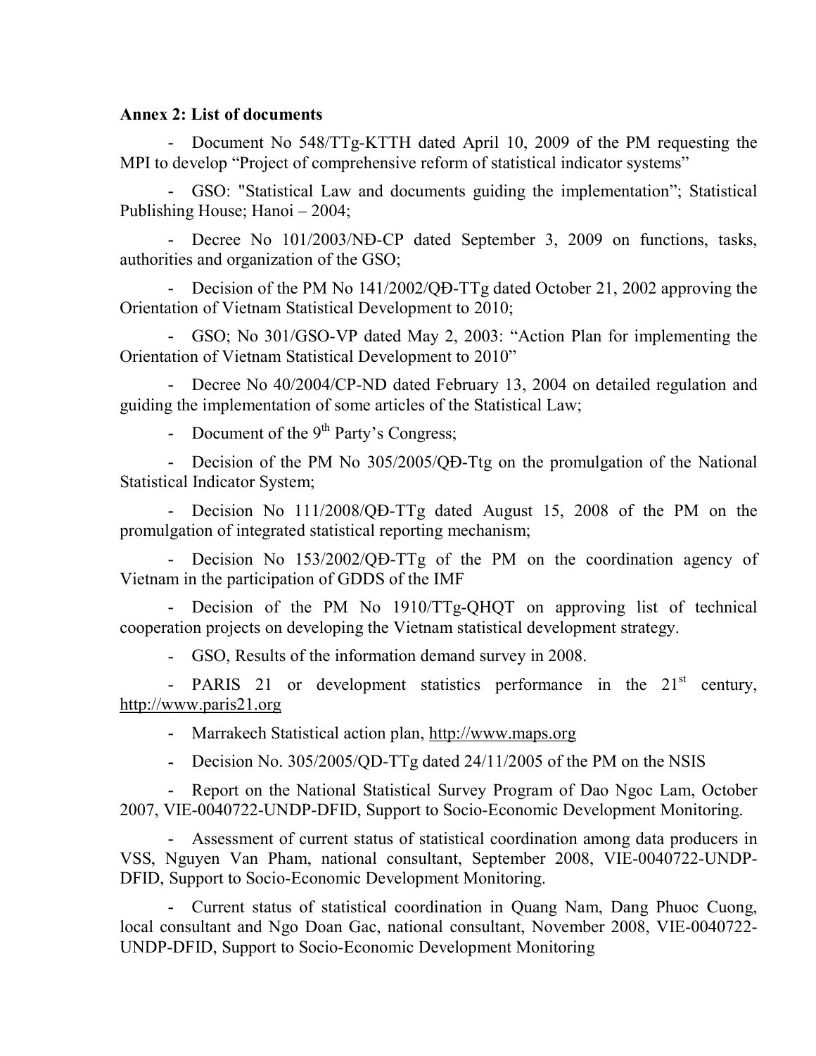**Annex 2: List of documents**

- Document No 548/TTg-KTTH dated April 10, 2009 of the PM requesting the MPI to develop "Project of comprehensive reform of statistical indicator systems"
- GSO: "Statistical Law and documents guiding the implementation"; Statistical Publishing House; Hanoi – 2004;
- Decree No 101/2003/NĐ-CP dated September 3, 2009 on functions, tasks, authorities and organization of the GSO;
- Decision of the PM No 141/2002/QĐ-TTg dated October 21, 2002 approving the Orientation of Vietnam Statistical Development to 2010;
- GSO; No 301/GSO-VP dated May 2, 2003: "Action Plan for implementing the Orientation of Vietnam Statistical Development to 2010"
- Decree No 40/2004/CP-ND dated February 13, 2004 on detailed regulation and guiding the implementation of some articles of the Statistical Law;
- Document of the 9th Party's Congress;
- Decision of the PM No 305/2005/QĐ-Ttg on the promulgation of the National Statistical Indicator System;
- Decision No 111/2008/QĐ-TTg dated August 15, 2008 of the PM on the promulgation of integrated statistical reporting mechanism;
- Decision No 153/2002/QĐ-TTg of the PM on the coordination agency of Vietnam in the participation of GDDS of the IMF
- Decision of the PM No 1910/TTg-QHQT on approving list of technical cooperation projects on developing the Vietnam statistical development strategy.
- GSO, Results of the information demand survey in 2008.
- PARIS 21 or development statistics performance in the 21st century, http://www.paris21.org
- Marrakech Statistical action plan, http://www.maps.org
- Decision No. 305/2005/QD-TTg dated 24/11/2005 of the PM on the NSIS
- Report on the National Statistical Survey Program of Dao Ngoc Lam, October 2007, VIE-0040722-UNDP-DFID, Support to Socio-Economic Development Monitoring.
- Assessment of current status of statistical coordination among data producers in VSS, Nguyen Van Pham, national consultant, September 2008, VIE-0040722-UNDP-DFID, Support to Socio-Economic Development Monitoring.
- Current status of statistical coordination in Quang Nam, Dang Phuoc Cuong, local consultant and Ngo Doan Gac, national consultant, November 2008, VIE-0040722-UNDP-DFID, Support to Socio-Economic Development Monitoring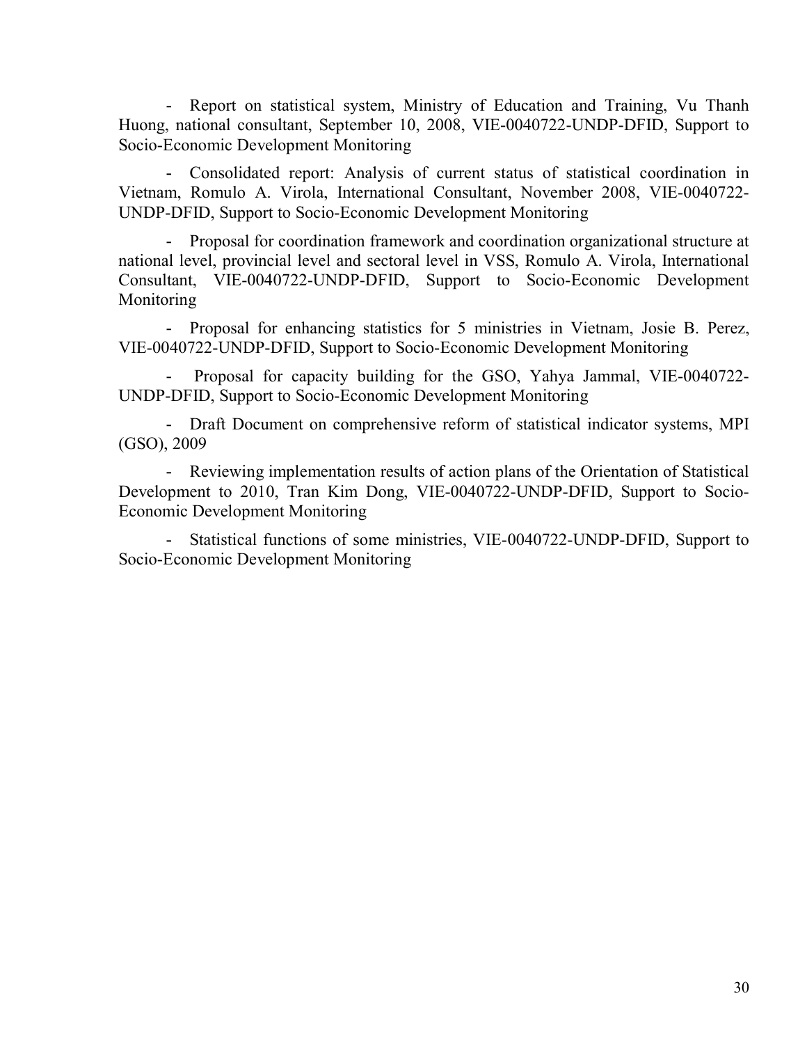- Report on statistical system, Ministry of Education and Training, Vu Thanh Huong, national consultant, September 10, 2008, VIE-0040722-UNDP-DFID, Support to Socio-Economic Development Monitoring

- Consolidated report: Analysis of current status of statistical coordination in Vietnam, Romulo A. Virola, International Consultant, November 2008, VIE-0040722-UNDP-DFID, Support to Socio-Economic Development Monitoring

- Proposal for coordination framework and coordination organizational structure at national level, provincial level and sectoral level in VSS, Romulo A. Virola, International Consultant, VIE-0040722-UNDP-DFID, Support to Socio-Economic Development Monitoring

- Proposal for enhancing statistics for 5 ministries in Vietnam, Josie B. Perez, VIE-0040722-UNDP-DFID, Support to Socio-Economic Development Monitoring

- Proposal for capacity building for the GSO, Yahya Jammal, VIE-0040722-UNDP-DFID, Support to Socio-Economic Development Monitoring

- Draft Document on comprehensive reform of statistical indicator systems, MPI (GSO), 2009

- Reviewing implementation results of action plans of the Orientation of Statistical Development to 2010, Tran Kim Dong, VIE-0040722-UNDP-DFID, Support to Socio-Economic Development Monitoring

- Statistical functions of some ministries, VIE-0040722-UNDP-DFID, Support to Socio-Economic Development Monitoring